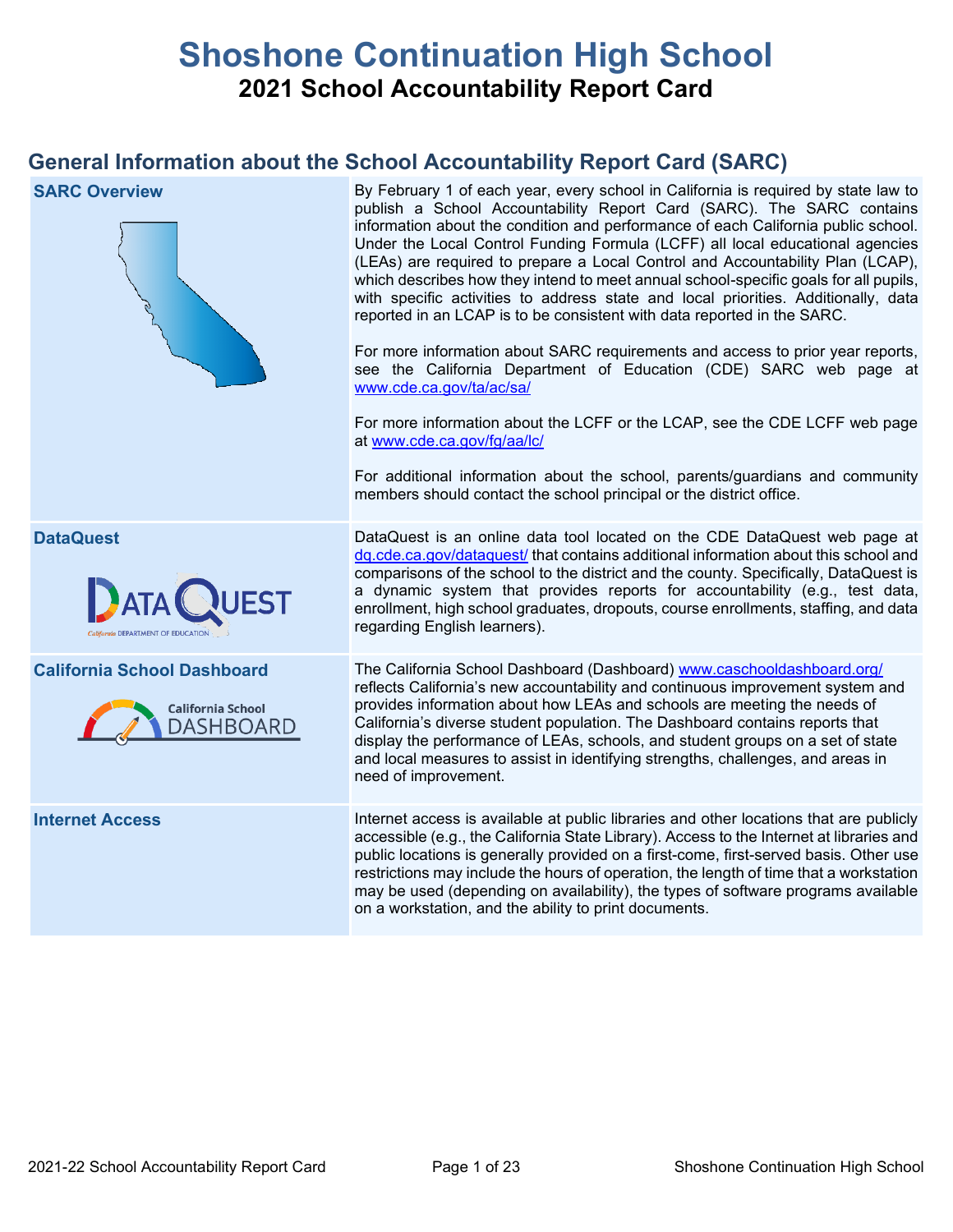# Shoshone Continuation High School

## 2021 School Accountability Report Card

## General Information about the School Accountability Report Card (SARC)

| | |
|---|---|
| **SARC Overview** | By February 1 of each year, every school in California is required by state law to publish a School Accountability Report Card (SARC). The SARC contains information about the condition and performance of each California public school. Under the Local Control Funding Formula (LCFF) all local educational agencies (LEAs) are required to prepare a Local Control and Accountability Plan (LCAP), which describes how they intend to meet annual school-specific goals for all pupils, with specific activities to address state and local priorities. Additionally, data reported in an LCAP is to be consistent with data reported in the SARC.<br><br>For more information about SARC requirements and access to prior year reports, see the California Department of Education (CDE) SARC web page at www.cde.ca.gov/ta/ac/sa/<br><br>For more information about the LCFF or the LCAP, see the CDE LCFF web page at www.cde.ca.gov/fg/aa/lc/<br><br>For additional information about the school, parents/guardians and community members should contact the school principal or the district office. |
| **DataQuest** | DataQuest is an online data tool located on the CDE DataQuest web page at dq.cde.ca.gov/dataquest/ that contains additional information about this school and comparisons of the school to the district and the county. Specifically, DataQuest is a dynamic system that provides reports for accountability (e.g., test data, enrollment, high school graduates, dropouts, course enrollments, staffing, and data regarding English learners). |
| **California School Dashboard** | The California School Dashboard (Dashboard) www.caschooldashboard.org/ reflects California's new accountability and continuous improvement system and provides information about how LEAs and schools are meeting the needs of California's diverse student population. The Dashboard contains reports that display the performance of LEAs, schools, and student groups on a set of state and local measures to assist in identifying strengths, challenges, and areas in need of improvement. |
| **Internet Access** | Internet access is available at public libraries and other locations that are publicly accessible (e.g., the California State Library). Access to the Internet at libraries and public locations is generally provided on a first-come, first-served basis. Other use restrictions may include the hours of operation, the length of time that a workstation may be used (depending on availability), the types of software programs available on a workstation, and the ability to print documents. |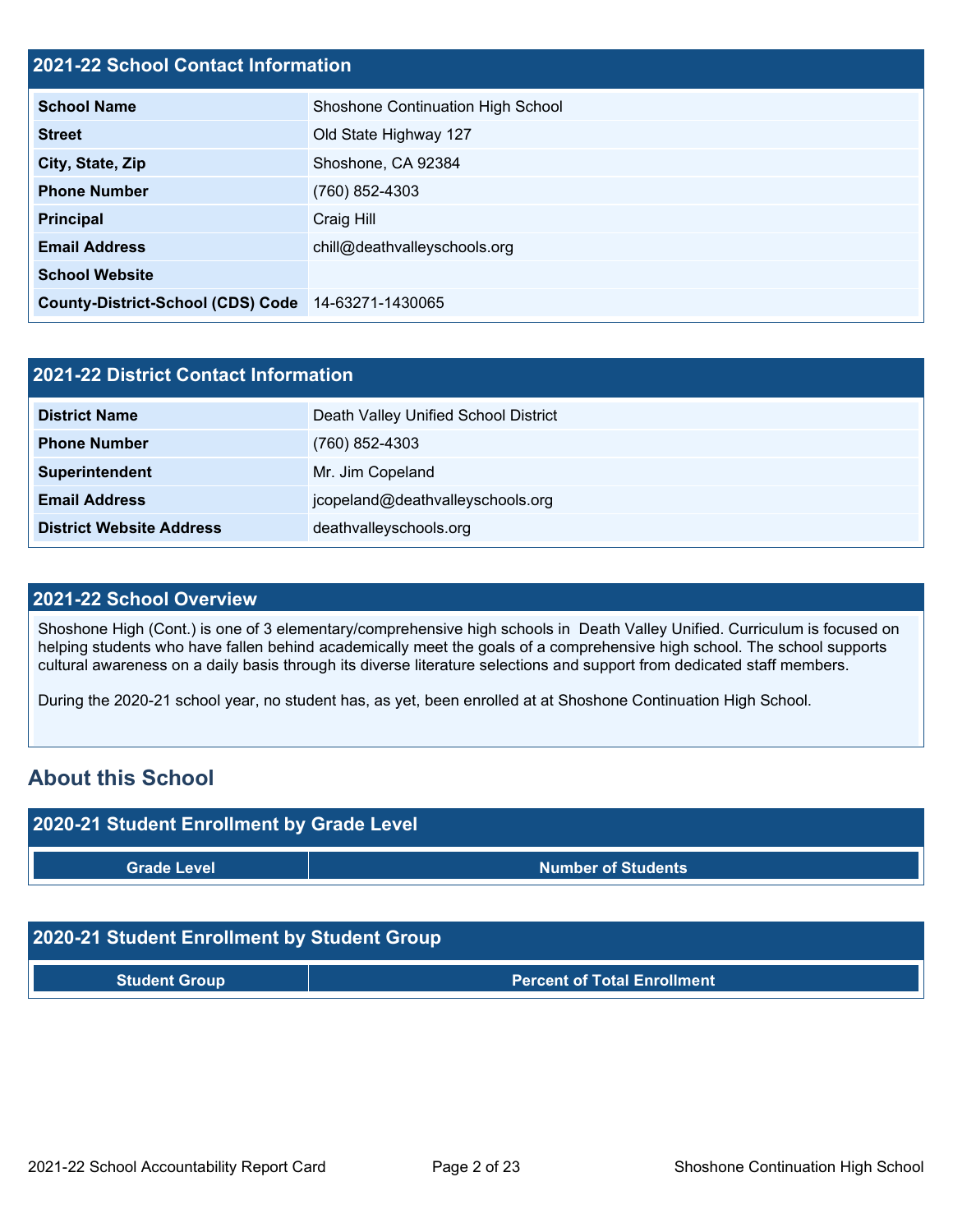## 2021-22 School Contact Information

| | |
|---|---|
| **School Name** | Shoshone Continuation High School |
| **Street** | Old State Highway 127 |
| **City, State, Zip** | Shoshone, CA 92384 |
| **Phone Number** | (760) 852-4303 |
| **Principal** | Craig Hill |
| **Email Address** | chill@deathvalleyschools.org |
| **School Website** | |
| **County-District-School (CDS) Code** | 14-63271-1430065 |

## 2021-22 District Contact Information

| | |
|---|---|
| **District Name** | Death Valley Unified School District |
| **Phone Number** | (760) 852-4303 |
| **Superintendent** | Mr. Jim Copeland |
| **Email Address** | jcopeland@deathvalleyschools.org |
| **District Website Address** | deathvalleyschools.org |

## 2021-22 School Overview

Shoshone High (Cont.) is one of 3 elementary/comprehensive high schools in Death Valley Unified. Curriculum is focused on helping students who have fallen behind academically meet the goals of a comprehensive high school. The school supports cultural awareness on a daily basis through its diverse literature selections and support from dedicated staff members.

During the 2020-21 school year, no student has, as yet, been enrolled at at Shoshone Continuation High School.

## About this School

### 2020-21 Student Enrollment by Grade Level

| Grade Level | Number of Students |
|---|---|

### 2020-21 Student Enrollment by Student Group

| Student Group | Percent of Total Enrollment |
|---|---|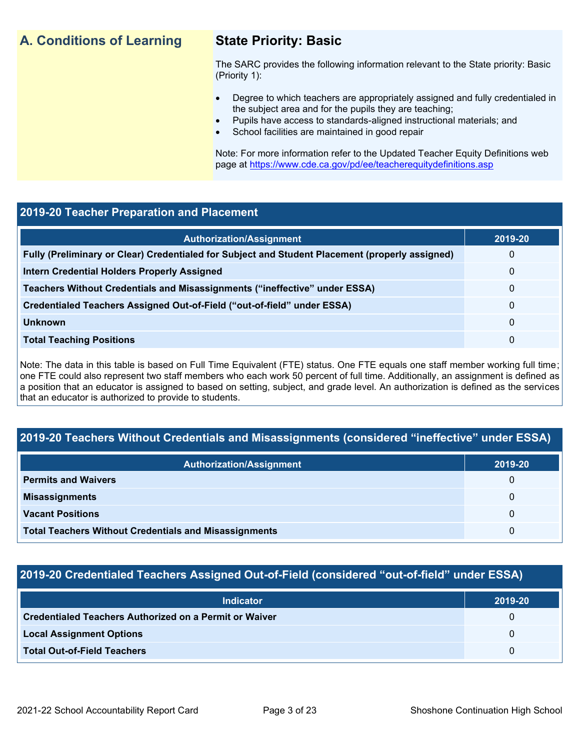## A. Conditions of Learning

### State Priority: Basic

The SARC provides the following information relevant to the State priority: Basic (Priority 1):

- Degree to which teachers are appropriately assigned and fully credentialed in the subject area and for the pupils they are teaching;
- Pupils have access to standards-aligned instructional materials; and
- School facilities are maintained in good repair

Note: For more information refer to the Updated Teacher Equity Definitions web page at https://www.cde.ca.gov/pd/ee/teacherequitydefinitions.asp

### 2019-20 Teacher Preparation and Placement

| Authorization/Assignment | 2019-20 |
|---|---|
| **Fully (Preliminary or Clear) Credentialed for Subject and Student Placement (properly assigned)** | 0 |
| **Intern Credential Holders Properly Assigned** | 0 |
| **Teachers Without Credentials and Misassignments ("ineffective" under ESSA)** | 0 |
| **Credentialed Teachers Assigned Out-of-Field ("out-of-field" under ESSA)** | 0 |
| **Unknown** | 0 |
| **Total Teaching Positions** | 0 |

Note: The data in this table is based on Full Time Equivalent (FTE) status. One FTE equals one staff member working full time; one FTE could also represent two staff members who each work 50 percent of full time. Additionally, an assignment is defined as a position that an educator is assigned to based on setting, subject, and grade level. An authorization is defined as the services that an educator is authorized to provide to students.

### 2019-20 Teachers Without Credentials and Misassignments (considered "ineffective" under ESSA)

| Authorization/Assignment | 2019-20 |
|---|---|
| **Permits and Waivers** | 0 |
| **Misassignments** | 0 |
| **Vacant Positions** | 0 |
| **Total Teachers Without Credentials and Misassignments** | 0 |

### 2019-20 Credentialed Teachers Assigned Out-of-Field (considered "out-of-field" under ESSA)

| Indicator | 2019-20 |
|---|---|
| **Credentialed Teachers Authorized on a Permit or Waiver** | 0 |
| **Local Assignment Options** | 0 |
| **Total Out-of-Field Teachers** | 0 |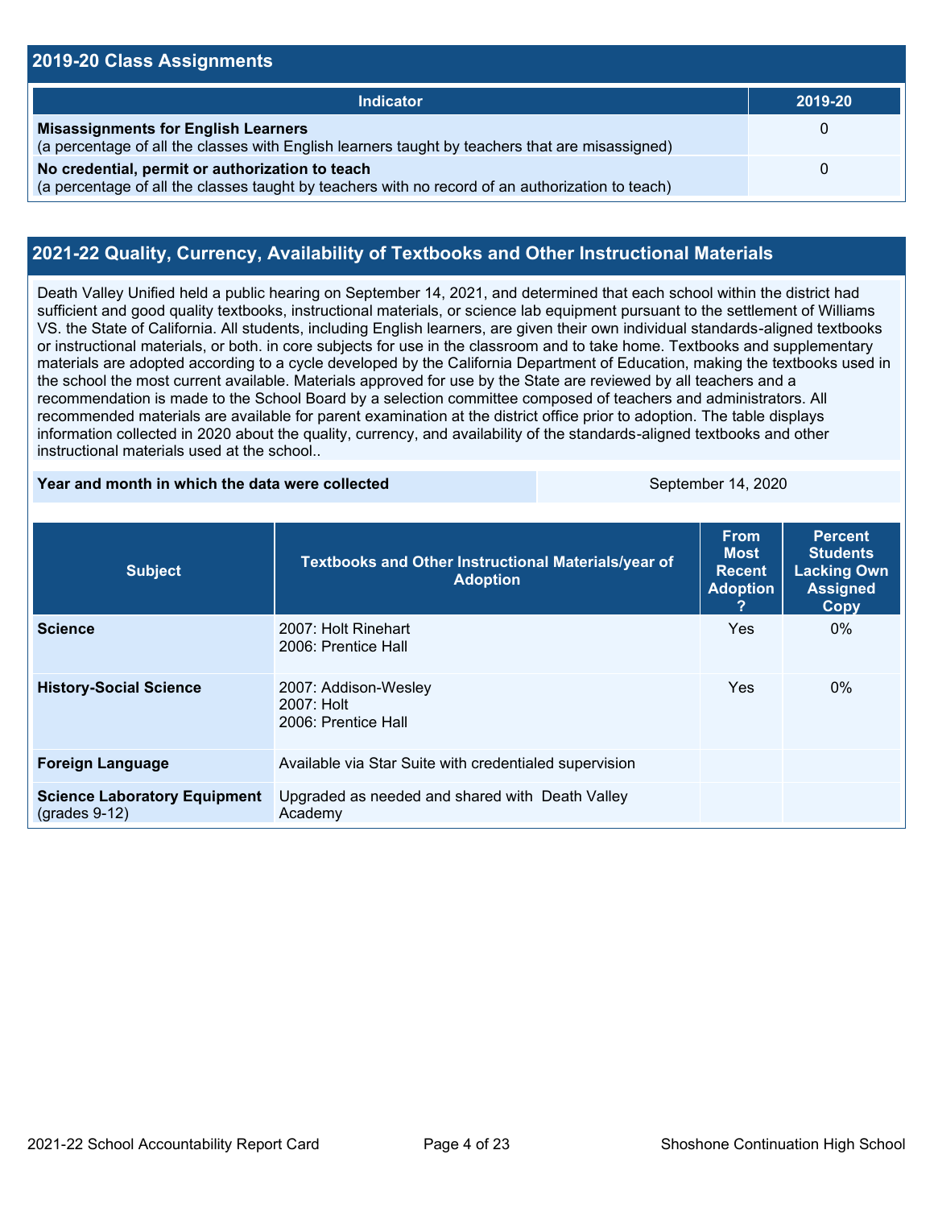## 2019-20 Class Assignments

| Indicator | 2019-20 |
|---|---|
| **Misassignments for English Learners**<br>(a percentage of all the classes with English learners taught by teachers that are misassigned) | 0 |
| **No credential, permit or authorization to teach**<br>(a percentage of all the classes taught by teachers with no record of an authorization to teach) | 0 |

## 2021-22 Quality, Currency, Availability of Textbooks and Other Instructional Materials

Death Valley Unified held a public hearing on September 14, 2021, and determined that each school within the district had sufficient and good quality textbooks, instructional materials, or science lab equipment pursuant to the settlement of Williams VS. the State of California. All students, including English learners, are given their own individual standards-aligned textbooks or instructional materials, or both. in core subjects for use in the classroom and to take home. Textbooks and supplementary materials are adopted according to a cycle developed by the California Department of Education, making the textbooks used in the school the most current available. Materials approved for use by the State are reviewed by all teachers and a recommendation is made to the School Board by a selection committee composed of teachers and administrators. All recommended materials are available for parent examination at the district office prior to adoption. The table displays information collected in 2020 about the quality, currency, and availability of the standards-aligned textbooks and other instructional materials used at the school..

| **Year and month in which the data were collected** | September 14, 2020 |
|---|---|

| Subject | Textbooks and Other Instructional Materials/year of Adoption | From Most Recent Adoption ? | Percent Students Lacking Own Assigned Copy |
|---|---|---|---|
| **Science** | 2007: Holt Rinehart<br>2006: Prentice Hall | Yes | 0% |
| **History-Social Science** | 2007: Addison-Wesley<br>2007: Holt<br>2006: Prentice Hall | Yes | 0% |
| **Foreign Language** | Available via Star Suite with credentialed supervision | | |
| **Science Laboratory Equipment** (grades 9-12) | Upgraded as needed and shared with Death Valley Academy | | |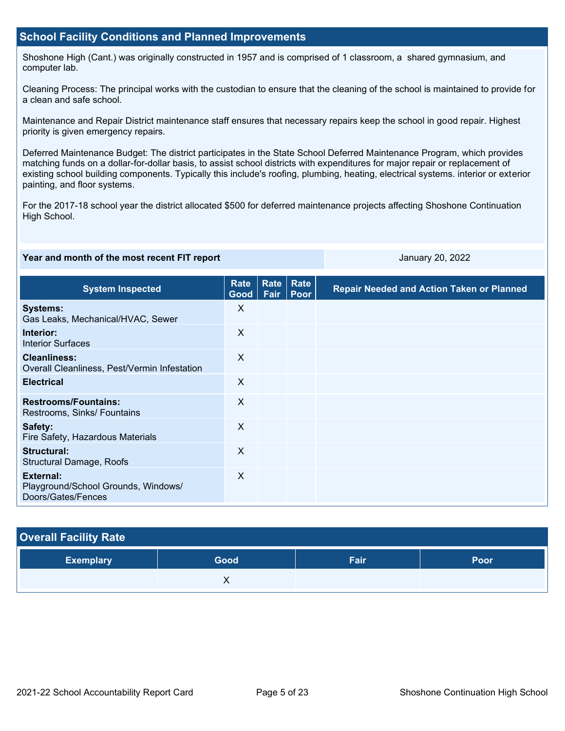## School Facility Conditions and Planned Improvements

Shoshone High (Cant.) was originally constructed in 1957 and is comprised of 1 classroom, a  shared gymnasium, and computer lab.

Cleaning Process: The principal works with the custodian to ensure that the cleaning of the school is maintained to provide for a clean and safe school.

Maintenance and Repair District maintenance staff ensures that necessary repairs keep the school in good repair. Highest priority is given emergency repairs.

Deferred Maintenance Budget: The district participates in the State School Deferred Maintenance Program, which provides matching funds on a dollar-for-dollar basis, to assist school districts with expenditures for major repair or replacement of existing school building components. Typically this include's roofing, plumbing, heating, electrical systems. interior or exterior painting, and floor systems.

For the 2017-18 school year the district allocated $500 for deferred maintenance projects affecting Shoshone Continuation High School.

| Year and month of the most recent FIT report | January 20, 2022 |
|---|---|

| System Inspected | Rate Good | Rate Fair | Rate Poor | Repair Needed and Action Taken or Planned |
|---|---|---|---|---|
| **Systems:** Gas Leaks, Mechanical/HVAC, Sewer | X | | | |
| **Interior:** Interior Surfaces | X | | | |
| **Cleanliness:** Overall Cleanliness, Pest/Vermin Infestation | X | | | |
| **Electrical** | X | | | |
| **Restrooms/Fountains:** Restrooms, Sinks/ Fountains | X | | | |
| **Safety:** Fire Safety, Hazardous Materials | X | | | |
| **Structural:** Structural Damage, Roofs | X | | | |
| **External:** Playground/School Grounds, Windows/ Doors/Gates/Fences | X | | | |

## Overall Facility Rate

| Exemplary | Good | Fair | Poor |
|---|---|---|---|
| | X | | |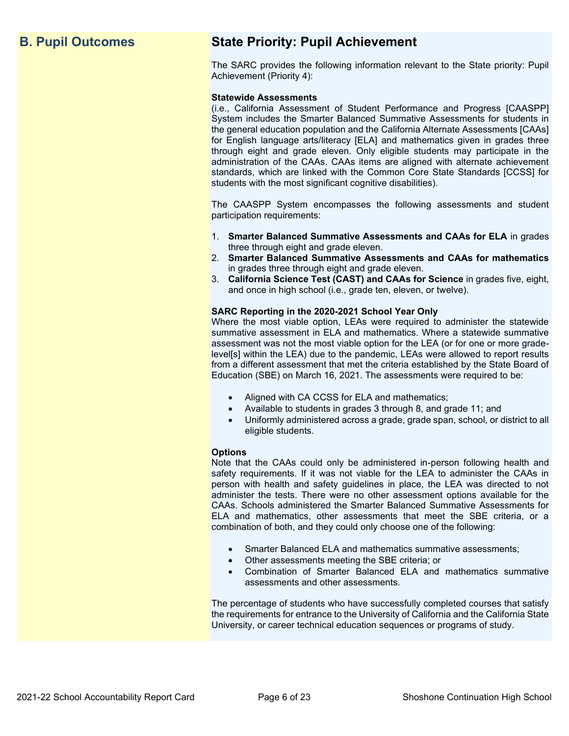## B. Pupil Outcomes

## State Priority: Pupil Achievement

The SARC provides the following information relevant to the State priority: Pupil Achievement (Priority 4):

**Statewide Assessments**
(i.e., California Assessment of Student Performance and Progress [CAASPP] System includes the Smarter Balanced Summative Assessments for students in the general education population and the California Alternate Assessments [CAAs] for English language arts/literacy [ELA] and mathematics given in grades three through eight and grade eleven. Only eligible students may participate in the administration of the CAAs. CAAs items are aligned with alternate achievement standards, which are linked with the Common Core State Standards [CCSS] for students with the most significant cognitive disabilities).

The CAASPP System encompasses the following assessments and student participation requirements:

1. **Smarter Balanced Summative Assessments and CAAs for ELA** in grades three through eight and grade eleven.
2. **Smarter Balanced Summative Assessments and CAAs for mathematics** in grades three through eight and grade eleven.
3. **California Science Test (CAST) and CAAs for Science** in grades five, eight, and once in high school (i.e., grade ten, eleven, or twelve).

**SARC Reporting in the 2020-2021 School Year Only**
Where the most viable option, LEAs were required to administer the statewide summative assessment in ELA and mathematics. Where a statewide summative assessment was not the most viable option for the LEA (or for one or more grade-level[s] within the LEA) due to the pandemic, LEAs were allowed to report results from a different assessment that met the criteria established by the State Board of Education (SBE) on March 16, 2021. The assessments were required to be:

- Aligned with CA CCSS for ELA and mathematics;
- Available to students in grades 3 through 8, and grade 11; and
- Uniformly administered across a grade, grade span, school, or district to all eligible students.

**Options**
Note that the CAAs could only be administered in-person following health and safety requirements. If it was not viable for the LEA to administer the CAAs in person with health and safety guidelines in place, the LEA was directed to not administer the tests. There were no other assessment options available for the CAAs. Schools administered the Smarter Balanced Summative Assessments for ELA and mathematics, other assessments that meet the SBE criteria, or a combination of both, and they could only choose one of the following:

- Smarter Balanced ELA and mathematics summative assessments;
- Other assessments meeting the SBE criteria; or
- Combination of Smarter Balanced ELA and mathematics summative assessments and other assessments.

The percentage of students who have successfully completed courses that satisfy the requirements for entrance to the University of California and the California State University, or career technical education sequences or programs of study.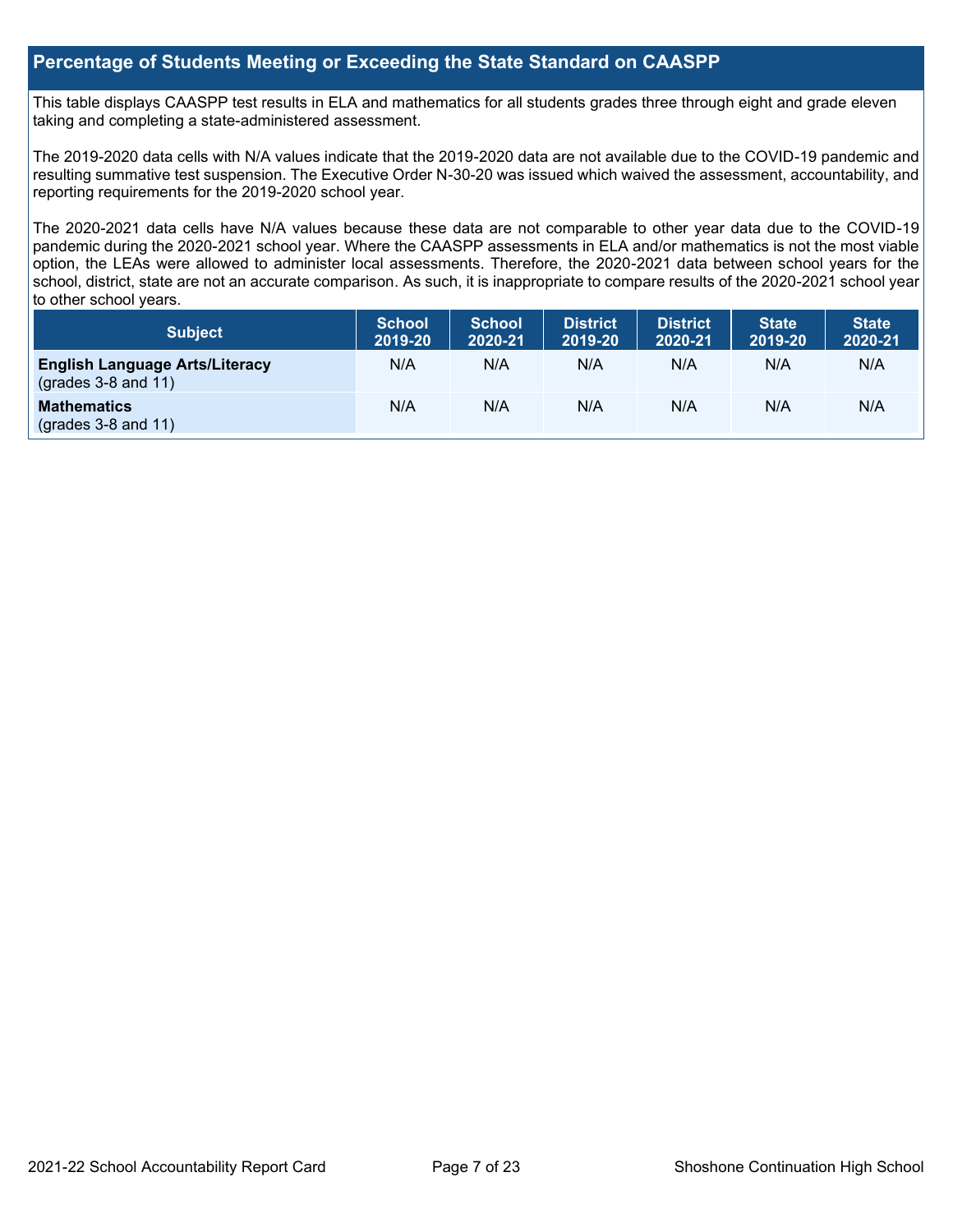## Percentage of Students Meeting or Exceeding the State Standard on CAASPP

This table displays CAASPP test results in ELA and mathematics for all students grades three through eight and grade eleven taking and completing a state-administered assessment.

The 2019-2020 data cells with N/A values indicate that the 2019-2020 data are not available due to the COVID-19 pandemic and resulting summative test suspension. The Executive Order N-30-20 was issued which waived the assessment, accountability, and reporting requirements for the 2019-2020 school year.

The 2020-2021 data cells have N/A values because these data are not comparable to other year data due to the COVID-19 pandemic during the 2020-2021 school year. Where the CAASPP assessments in ELA and/or mathematics is not the most viable option, the LEAs were allowed to administer local assessments. Therefore, the 2020-2021 data between school years for the school, district, state are not an accurate comparison. As such, it is inappropriate to compare results of the 2020-2021 school year to other school years.

| Subject | School 2019-20 | School 2020-21 | District 2019-20 | District 2020-21 | State 2019-20 | State 2020-21 |
|---|---|---|---|---|---|---|
| **English Language Arts/Literacy** (grades 3-8 and 11) | N/A | N/A | N/A | N/A | N/A | N/A |
| **Mathematics** (grades 3-8 and 11) | N/A | N/A | N/A | N/A | N/A | N/A |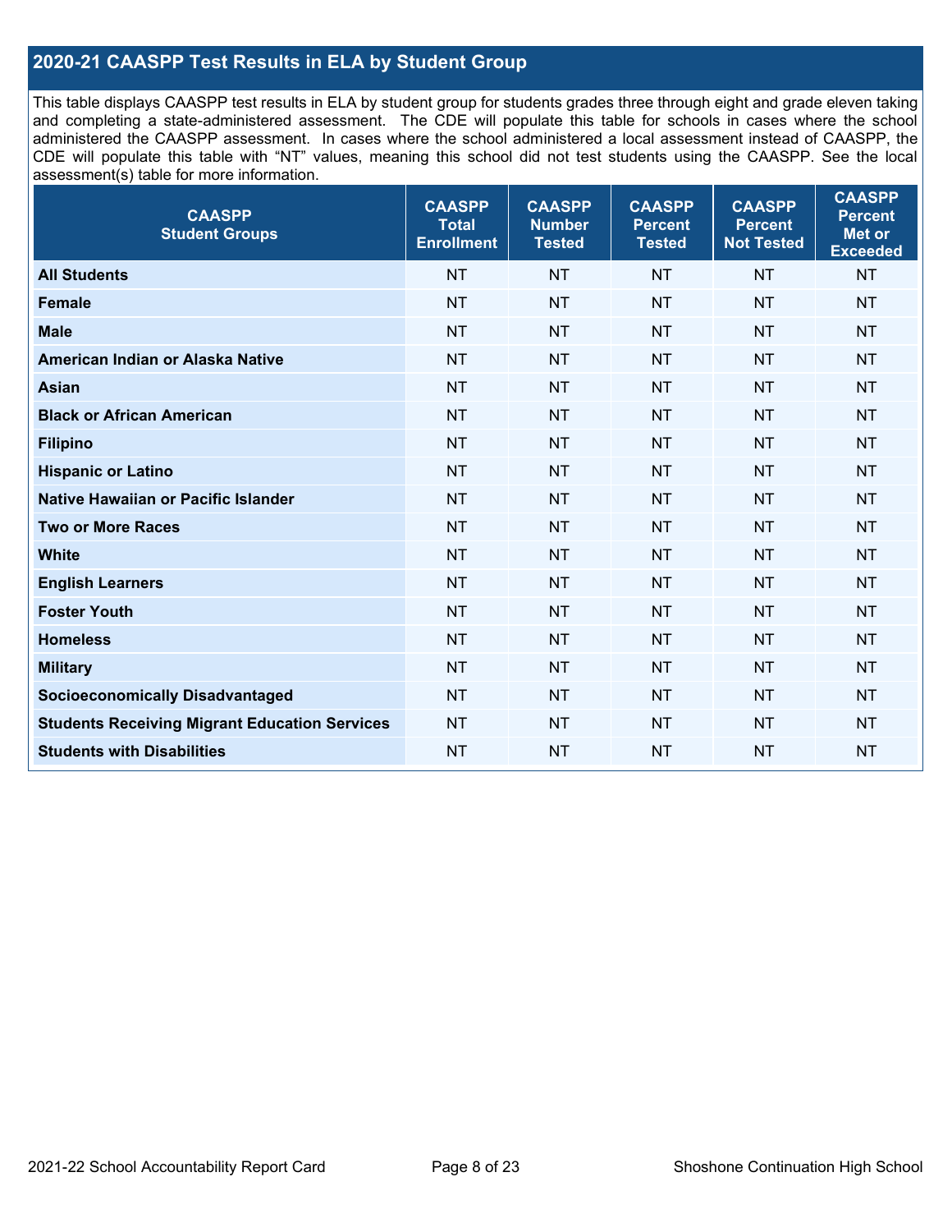## 2020-21 CAASPP Test Results in ELA by Student Group

This table displays CAASPP test results in ELA by student group for students grades three through eight and grade eleven taking and completing a state-administered assessment. The CDE will populate this table for schools in cases where the school administered the CAASPP assessment. In cases where the school administered a local assessment instead of CAASPP, the CDE will populate this table with "NT" values, meaning this school did not test students using the CAASPP. See the local assessment(s) table for more information.

| CAASPP Student Groups | CAASPP Total Enrollment | CAASPP Number Tested | CAASPP Percent Tested | CAASPP Percent Not Tested | CAASPP Percent Met or Exceeded |
|---|---|---|---|---|---|
| All Students | NT | NT | NT | NT | NT |
| Female | NT | NT | NT | NT | NT |
| Male | NT | NT | NT | NT | NT |
| American Indian or Alaska Native | NT | NT | NT | NT | NT |
| Asian | NT | NT | NT | NT | NT |
| Black or African American | NT | NT | NT | NT | NT |
| Filipino | NT | NT | NT | NT | NT |
| Hispanic or Latino | NT | NT | NT | NT | NT |
| Native Hawaiian or Pacific Islander | NT | NT | NT | NT | NT |
| Two or More Races | NT | NT | NT | NT | NT |
| White | NT | NT | NT | NT | NT |
| English Learners | NT | NT | NT | NT | NT |
| Foster Youth | NT | NT | NT | NT | NT |
| Homeless | NT | NT | NT | NT | NT |
| Military | NT | NT | NT | NT | NT |
| Socioeconomically Disadvantaged | NT | NT | NT | NT | NT |
| Students Receiving Migrant Education Services | NT | NT | NT | NT | NT |
| Students with Disabilities | NT | NT | NT | NT | NT |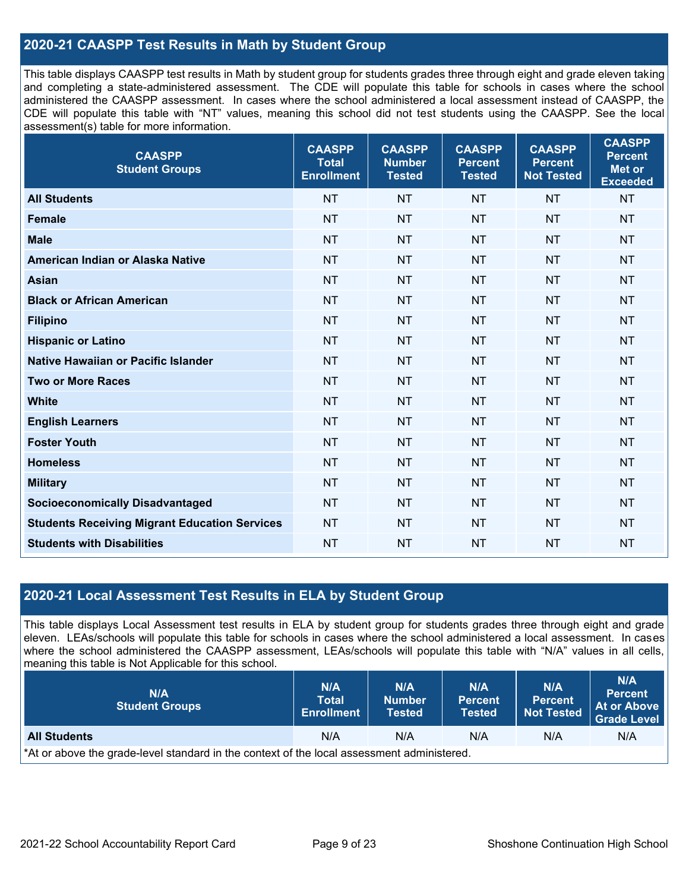## 2020-21 CAASPP Test Results in Math by Student Group

This table displays CAASPP test results in Math by student group for students grades three through eight and grade eleven taking and completing a state-administered assessment. The CDE will populate this table for schools in cases where the school administered the CAASPP assessment. In cases where the school administered a local assessment instead of CAASPP, the CDE will populate this table with "NT" values, meaning this school did not test students using the CAASPP. See the local assessment(s) table for more information.

| CAASPP Student Groups | CAASPP Total Enrollment | CAASPP Number Tested | CAASPP Percent Tested | CAASPP Percent Not Tested | CAASPP Percent Met or Exceeded |
|---|---|---|---|---|---|
| **All Students** | NT | NT | NT | NT | NT |
| **Female** | NT | NT | NT | NT | NT |
| **Male** | NT | NT | NT | NT | NT |
| **American Indian or Alaska Native** | NT | NT | NT | NT | NT |
| **Asian** | NT | NT | NT | NT | NT |
| **Black or African American** | NT | NT | NT | NT | NT |
| **Filipino** | NT | NT | NT | NT | NT |
| **Hispanic or Latino** | NT | NT | NT | NT | NT |
| **Native Hawaiian or Pacific Islander** | NT | NT | NT | NT | NT |
| **Two or More Races** | NT | NT | NT | NT | NT |
| **White** | NT | NT | NT | NT | NT |
| **English Learners** | NT | NT | NT | NT | NT |
| **Foster Youth** | NT | NT | NT | NT | NT |
| **Homeless** | NT | NT | NT | NT | NT |
| **Military** | NT | NT | NT | NT | NT |
| **Socioeconomically Disadvantaged** | NT | NT | NT | NT | NT |
| **Students Receiving Migrant Education Services** | NT | NT | NT | NT | NT |
| **Students with Disabilities** | NT | NT | NT | NT | NT |

## 2020-21 Local Assessment Test Results in ELA by Student Group

This table displays Local Assessment test results in ELA by student group for students grades three through eight and grade eleven. LEAs/schools will populate this table for schools in cases where the school administered a local assessment. In cases where the school administered the CAASPP assessment, LEAs/schools will populate this table with "N/A" values in all cells, meaning this table is Not Applicable for this school.

| N/A Student Groups | N/A Total Enrollment | N/A Number Tested | N/A Percent Tested | N/A Percent Not Tested | N/A Percent At or Above Grade Level |
|---|---|---|---|---|---|
| **All Students** | N/A | N/A | N/A | N/A | N/A |

*At or above the grade-level standard in the context of the local assessment administered.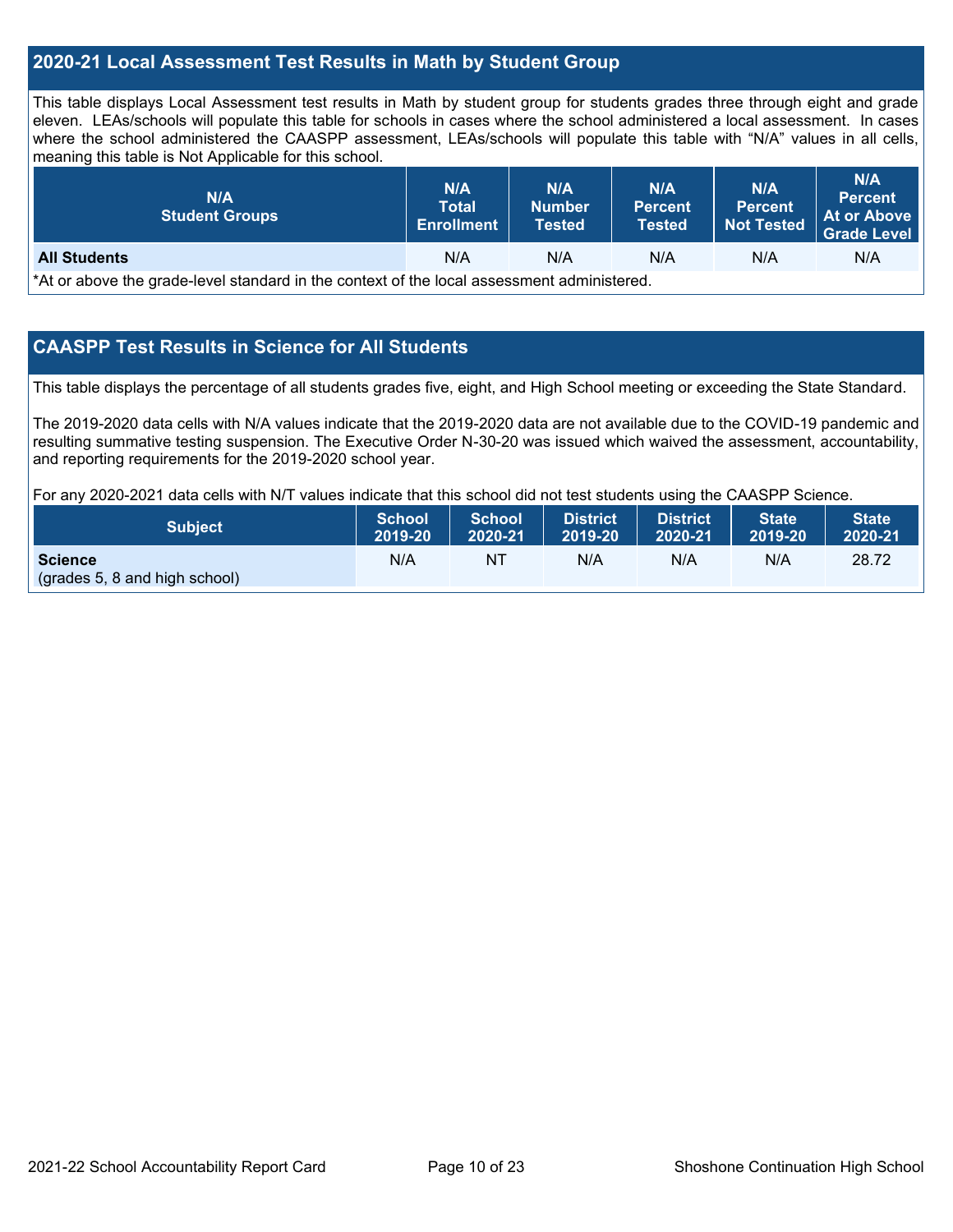## 2020-21 Local Assessment Test Results in Math by Student Group

This table displays Local Assessment test results in Math by student group for students grades three through eight and grade eleven. LEAs/schools will populate this table for schools in cases where the school administered a local assessment. In cases where the school administered the CAASPP assessment, LEAs/schools will populate this table with "N/A" values in all cells, meaning this table is Not Applicable for this school.

| N/A Student Groups | N/A Total Enrollment | N/A Number Tested | N/A Percent Tested | N/A Percent Not Tested | N/A Percent At or Above Grade Level |
|---|---|---|---|---|---|
| **All Students** | N/A | N/A | N/A | N/A | N/A |

*At or above the grade-level standard in the context of the local assessment administered.

## CAASPP Test Results in Science for All Students

This table displays the percentage of all students grades five, eight, and High School meeting or exceeding the State Standard.

The 2019-2020 data cells with N/A values indicate that the 2019-2020 data are not available due to the COVID-19 pandemic and resulting summative testing suspension. The Executive Order N-30-20 was issued which waived the assessment, accountability, and reporting requirements for the 2019-2020 school year.

For any 2020-2021 data cells with N/T values indicate that this school did not test students using the CAASPP Science.

| Subject | School 2019-20 | School 2020-21 | District 2019-20 | District 2020-21 | State 2019-20 | State 2020-21 |
|---|---|---|---|---|---|---|
| **Science** (grades 5, 8 and high school) | N/A | NT | N/A | N/A | N/A | 28.72 |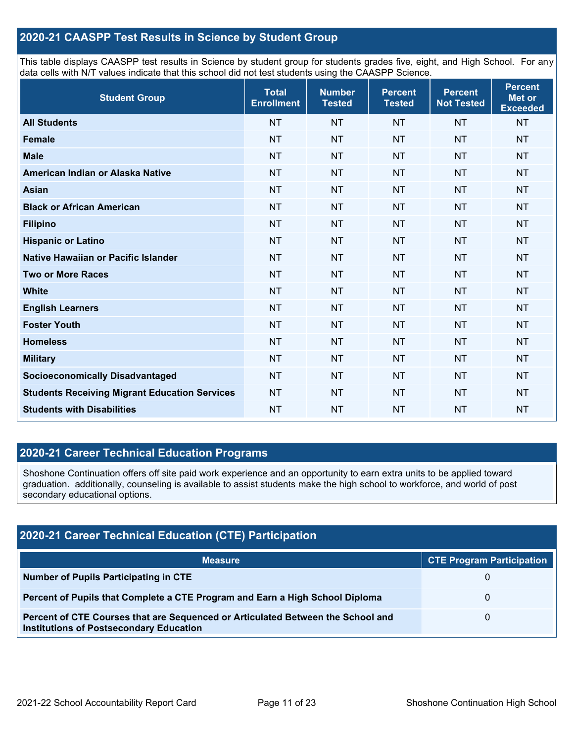## 2020-21 CAASPP Test Results in Science by Student Group

This table displays CAASPP test results in Science by student group for students grades five, eight, and High School. For any data cells with N/T values indicate that this school did not test students using the CAASPP Science.

| Student Group | Total Enrollment | Number Tested | Percent Tested | Percent Not Tested | Percent Met or Exceeded |
|---|---|---|---|---|---|
| **All Students** | NT | NT | NT | NT | NT |
| **Female** | NT | NT | NT | NT | NT |
| **Male** | NT | NT | NT | NT | NT |
| **American Indian or Alaska Native** | NT | NT | NT | NT | NT |
| **Asian** | NT | NT | NT | NT | NT |
| **Black or African American** | NT | NT | NT | NT | NT |
| **Filipino** | NT | NT | NT | NT | NT |
| **Hispanic or Latino** | NT | NT | NT | NT | NT |
| **Native Hawaiian or Pacific Islander** | NT | NT | NT | NT | NT |
| **Two or More Races** | NT | NT | NT | NT | NT |
| **White** | NT | NT | NT | NT | NT |
| **English Learners** | NT | NT | NT | NT | NT |
| **Foster Youth** | NT | NT | NT | NT | NT |
| **Homeless** | NT | NT | NT | NT | NT |
| **Military** | NT | NT | NT | NT | NT |
| **Socioeconomically Disadvantaged** | NT | NT | NT | NT | NT |
| **Students Receiving Migrant Education Services** | NT | NT | NT | NT | NT |
| **Students with Disabilities** | NT | NT | NT | NT | NT |

## 2020-21 Career Technical Education Programs

Shoshone Continuation offers off site paid work experience and an opportunity to earn extra units to be applied toward graduation. additionally, counseling is available to assist students make the high school to workforce, and world of post secondary educational options.

## 2020-21 Career Technical Education (CTE) Participation

| Measure | CTE Program Participation |
|---|---|
| **Number of Pupils Participating in CTE** | 0 |
| **Percent of Pupils that Complete a CTE Program and Earn a High School Diploma** | 0 |
| **Percent of CTE Courses that are Sequenced or Articulated Between the School and Institutions of Postsecondary Education** | 0 |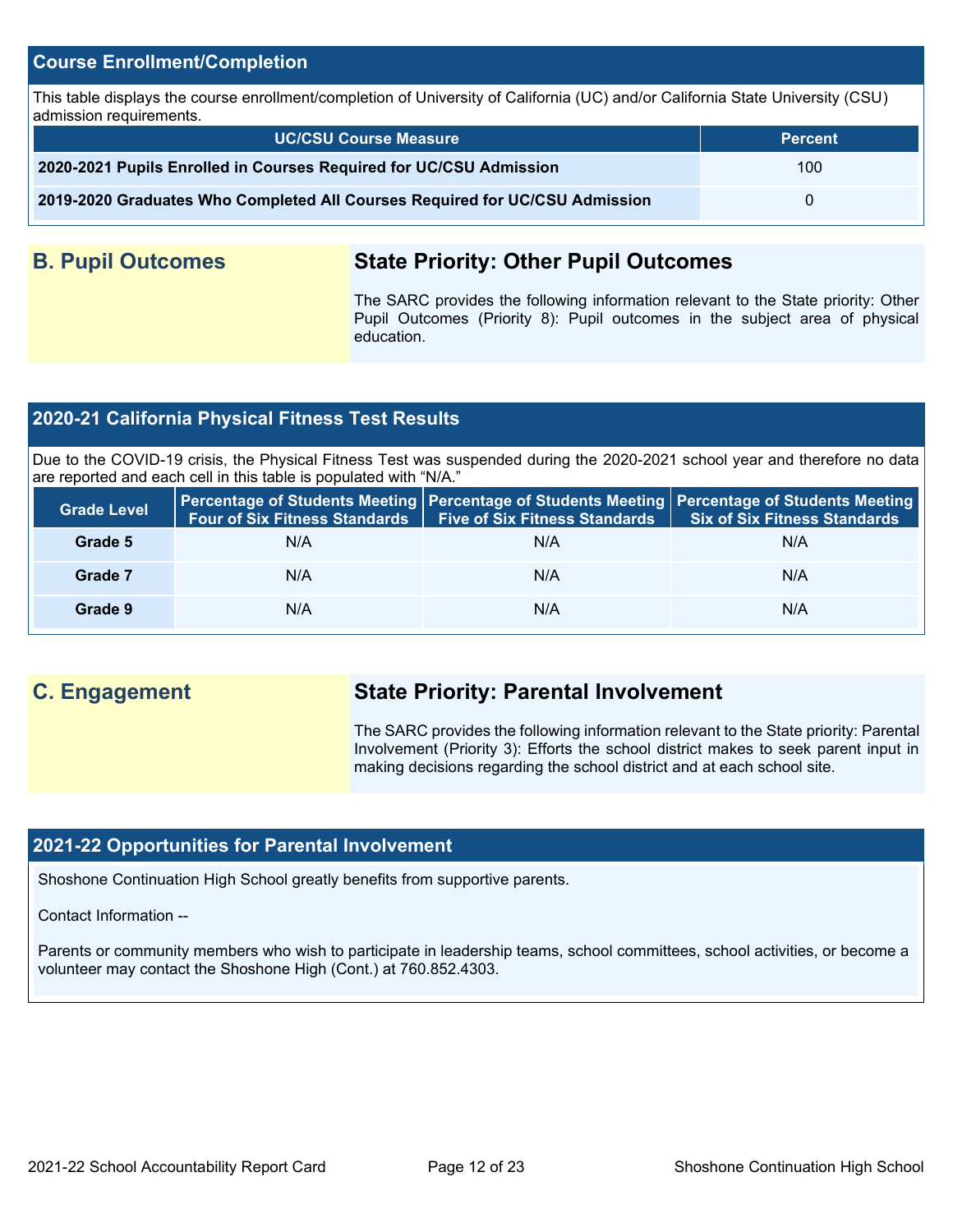## Course Enrollment/Completion

This table displays the course enrollment/completion of University of California (UC) and/or California State University (CSU) admission requirements.

| UC/CSU Course Measure | Percent |
|---|---|
| **2020-2021 Pupils Enrolled in Courses Required for UC/CSU Admission** | 100 |
| **2019-2020 Graduates Who Completed All Courses Required for UC/CSU Admission** | 0 |

## B. Pupil Outcomes

### State Priority: Other Pupil Outcomes

The SARC provides the following information relevant to the State priority: Other Pupil Outcomes (Priority 8): Pupil outcomes in the subject area of physical education.

## 2020-21 California Physical Fitness Test Results

Due to the COVID-19 crisis, the Physical Fitness Test was suspended during the 2020-2021 school year and therefore no data are reported and each cell in this table is populated with "N/A."

| Grade Level | Percentage of Students Meeting Four of Six Fitness Standards | Percentage of Students Meeting Five of Six Fitness Standards | Percentage of Students Meeting Six of Six Fitness Standards |
|---|---|---|---|
| **Grade 5** | N/A | N/A | N/A |
| **Grade 7** | N/A | N/A | N/A |
| **Grade 9** | N/A | N/A | N/A |

## C. Engagement

### State Priority: Parental Involvement

The SARC provides the following information relevant to the State priority: Parental Involvement (Priority 3): Efforts the school district makes to seek parent input in making decisions regarding the school district and at each school site.

## 2021-22 Opportunities for Parental Involvement

Shoshone Continuation High School greatly benefits from supportive parents.

Contact Information --

Parents or community members who wish to participate in leadership teams, school committees, school activities, or become a volunteer may contact the Shoshone High (Cont.) at 760.852.4303.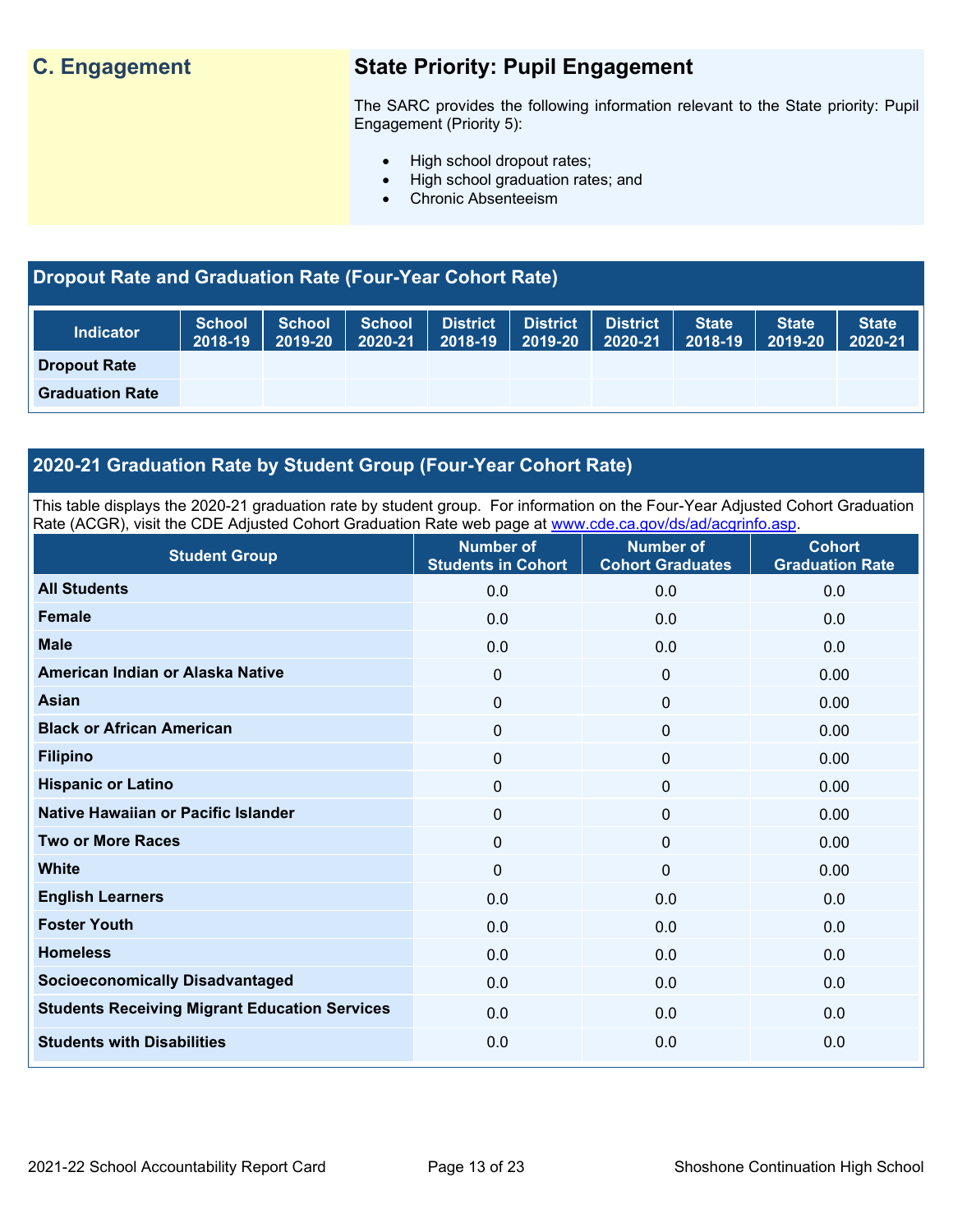## C. Engagement

## State Priority: Pupil Engagement

The SARC provides the following information relevant to the State priority: Pupil Engagement (Priority 5):

- High school dropout rates;
- High school graduation rates; and
- Chronic Absenteeism

### Dropout Rate and Graduation Rate (Four-Year Cohort Rate)

| Indicator | School 2018-19 | School 2019-20 | School 2020-21 | District 2018-19 | District 2019-20 | District 2020-21 | State 2018-19 | State 2019-20 | State 2020-21 |
|---|---|---|---|---|---|---|---|---|---|
| Dropout Rate | | | | | | | | | |
| Graduation Rate | | | | | | | | | |

### 2020-21 Graduation Rate by Student Group (Four-Year Cohort Rate)

This table displays the 2020-21 graduation rate by student group. For information on the Four-Year Adjusted Cohort Graduation Rate (ACGR), visit the CDE Adjusted Cohort Graduation Rate web page at www.cde.ca.gov/ds/ad/acgrinfo.asp.

| Student Group | Number of Students in Cohort | Number of Cohort Graduates | Cohort Graduation Rate |
|---|---|---|---|
| All Students | 0.0 | 0.0 | 0.0 |
| Female | 0.0 | 0.0 | 0.0 |
| Male | 0.0 | 0.0 | 0.0 |
| American Indian or Alaska Native | 0 | 0 | 0.00 |
| Asian | 0 | 0 | 0.00 |
| Black or African American | 0 | 0 | 0.00 |
| Filipino | 0 | 0 | 0.00 |
| Hispanic or Latino | 0 | 0 | 0.00 |
| Native Hawaiian or Pacific Islander | 0 | 0 | 0.00 |
| Two or More Races | 0 | 0 | 0.00 |
| White | 0 | 0 | 0.00 |
| English Learners | 0.0 | 0.0 | 0.0 |
| Foster Youth | 0.0 | 0.0 | 0.0 |
| Homeless | 0.0 | 0.0 | 0.0 |
| Socioeconomically Disadvantaged | 0.0 | 0.0 | 0.0 |
| Students Receiving Migrant Education Services | 0.0 | 0.0 | 0.0 |
| Students with Disabilities | 0.0 | 0.0 | 0.0 |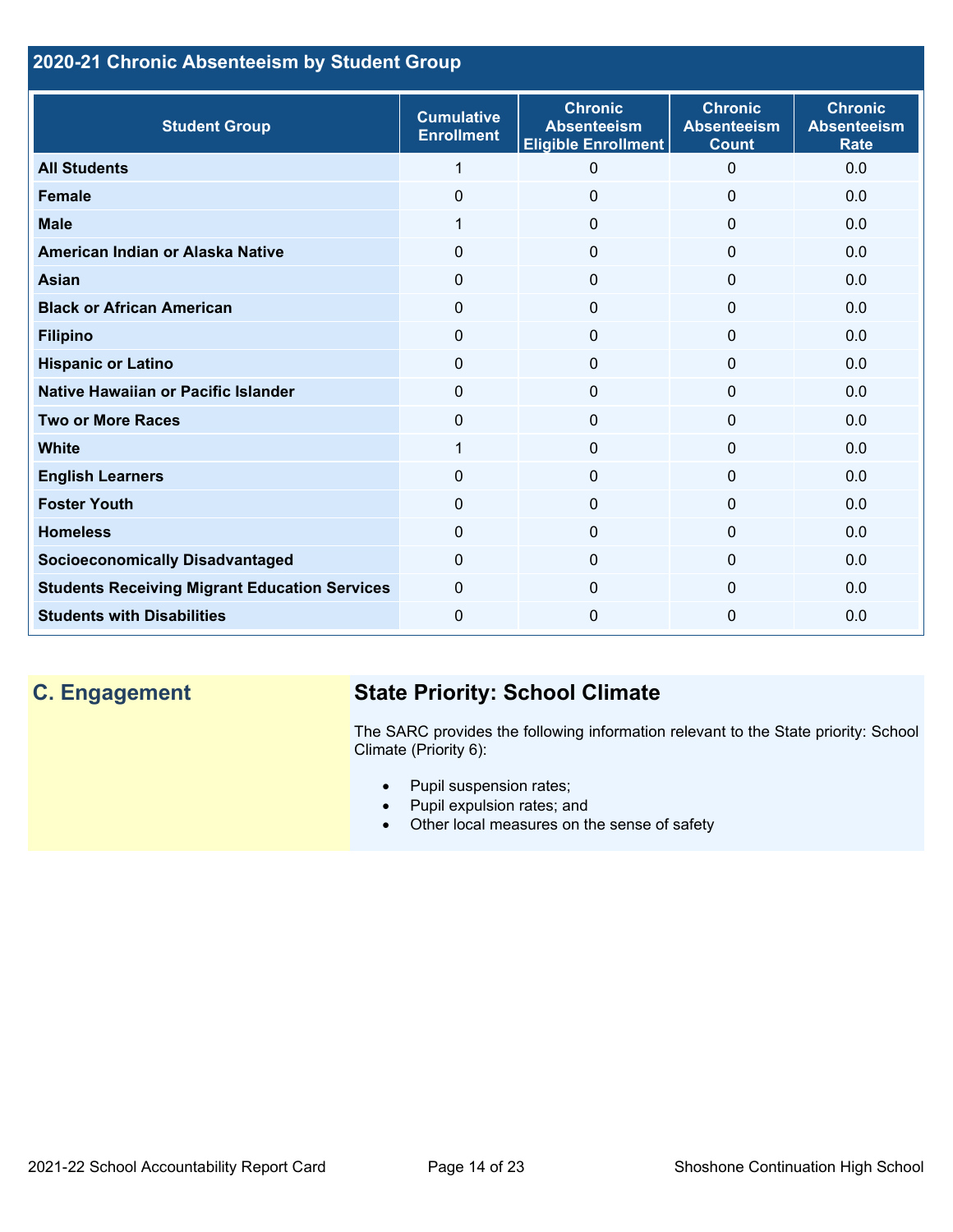## 2020-21 Chronic Absenteeism by Student Group

| Student Group | Cumulative Enrollment | Chronic Absenteeism Eligible Enrollment | Chronic Absenteeism Count | Chronic Absenteeism Rate |
|---|---|---|---|---|
| **All Students** | 1 | 0 | 0 | 0.0 |
| **Female** | 0 | 0 | 0 | 0.0 |
| **Male** | 1 | 0 | 0 | 0.0 |
| **American Indian or Alaska Native** | 0 | 0 | 0 | 0.0 |
| **Asian** | 0 | 0 | 0 | 0.0 |
| **Black or African American** | 0 | 0 | 0 | 0.0 |
| **Filipino** | 0 | 0 | 0 | 0.0 |
| **Hispanic or Latino** | 0 | 0 | 0 | 0.0 |
| **Native Hawaiian or Pacific Islander** | 0 | 0 | 0 | 0.0 |
| **Two or More Races** | 0 | 0 | 0 | 0.0 |
| **White** | 1 | 0 | 0 | 0.0 |
| **English Learners** | 0 | 0 | 0 | 0.0 |
| **Foster Youth** | 0 | 0 | 0 | 0.0 |
| **Homeless** | 0 | 0 | 0 | 0.0 |
| **Socioeconomically Disadvantaged** | 0 | 0 | 0 | 0.0 |
| **Students Receiving Migrant Education Services** | 0 | 0 | 0 | 0.0 |
| **Students with Disabilities** | 0 | 0 | 0 | 0.0 |

## C. Engagement

### State Priority: School Climate

The SARC provides the following information relevant to the State priority: School Climate (Priority 6):

- Pupil suspension rates;
- Pupil expulsion rates; and
- Other local measures on the sense of safety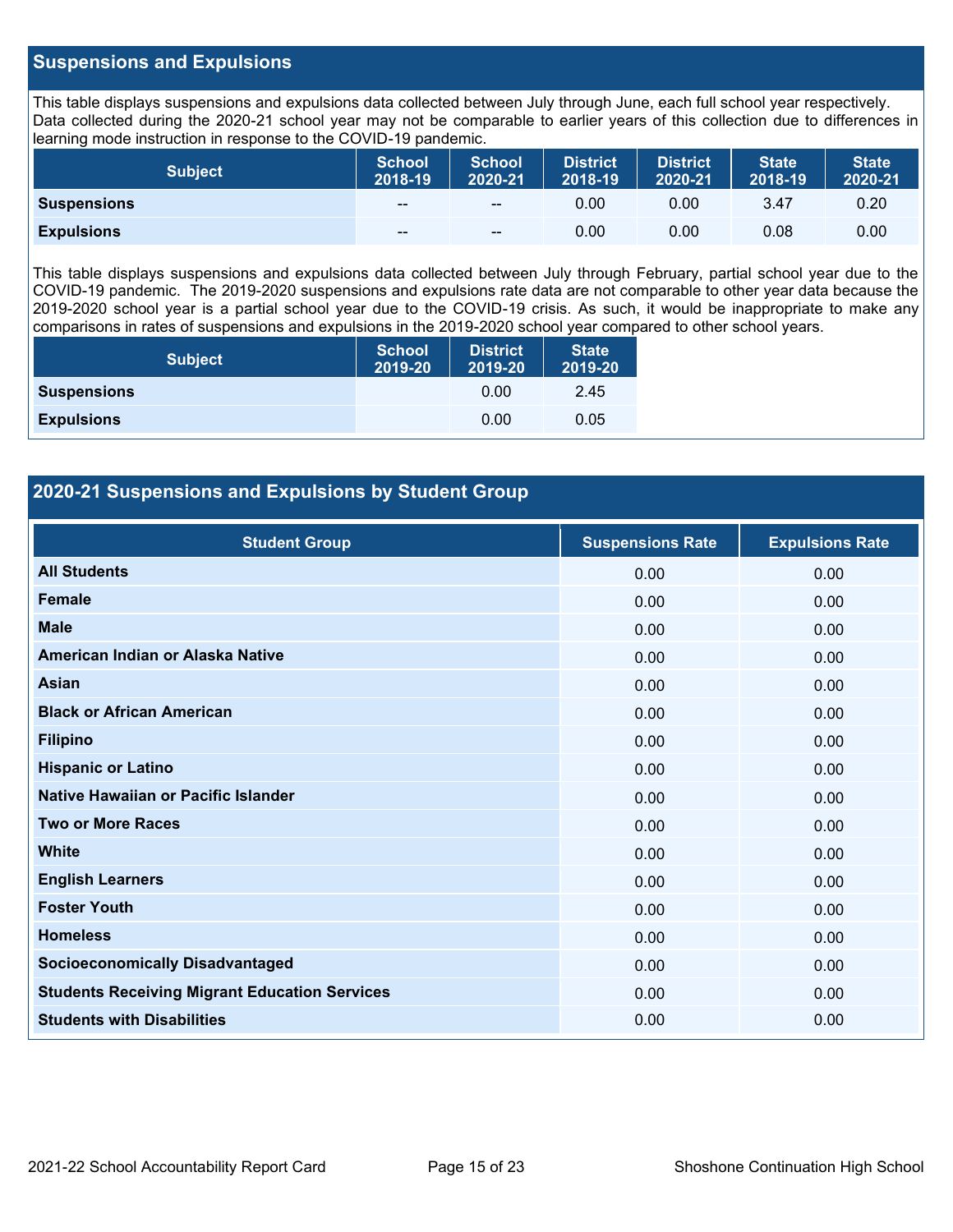## Suspensions and Expulsions

This table displays suspensions and expulsions data collected between July through June, each full school year respectively. Data collected during the 2020-21 school year may not be comparable to earlier years of this collection due to differences in learning mode instruction in response to the COVID-19 pandemic.

| Subject | School 2018-19 | School 2020-21 | District 2018-19 | District 2020-21 | State 2018-19 | State 2020-21 |
|---|---|---|---|---|---|---|
| **Suspensions** | -- | -- | 0.00 | 0.00 | 3.47 | 0.20 |
| **Expulsions** | -- | -- | 0.00 | 0.00 | 0.08 | 0.00 |

This table displays suspensions and expulsions data collected between July through February, partial school year due to the COVID-19 pandemic. The 2019-2020 suspensions and expulsions rate data are not comparable to other year data because the 2019-2020 school year is a partial school year due to the COVID-19 crisis. As such, it would be inappropriate to make any comparisons in rates of suspensions and expulsions in the 2019-2020 school year compared to other school years.

| Subject | School 2019-20 | District 2019-20 | State 2019-20 |
|---|---|---|---|
| **Suspensions** | | 0.00 | 2.45 |
| **Expulsions** | | 0.00 | 0.05 |

## 2020-21 Suspensions and Expulsions by Student Group

| Student Group | Suspensions Rate | Expulsions Rate |
|---|---|---|
| **All Students** | 0.00 | 0.00 |
| **Female** | 0.00 | 0.00 |
| **Male** | 0.00 | 0.00 |
| **American Indian or Alaska Native** | 0.00 | 0.00 |
| **Asian** | 0.00 | 0.00 |
| **Black or African American** | 0.00 | 0.00 |
| **Filipino** | 0.00 | 0.00 |
| **Hispanic or Latino** | 0.00 | 0.00 |
| **Native Hawaiian or Pacific Islander** | 0.00 | 0.00 |
| **Two or More Races** | 0.00 | 0.00 |
| **White** | 0.00 | 0.00 |
| **English Learners** | 0.00 | 0.00 |
| **Foster Youth** | 0.00 | 0.00 |
| **Homeless** | 0.00 | 0.00 |
| **Socioeconomically Disadvantaged** | 0.00 | 0.00 |
| **Students Receiving Migrant Education Services** | 0.00 | 0.00 |
| **Students with Disabilities** | 0.00 | 0.00 |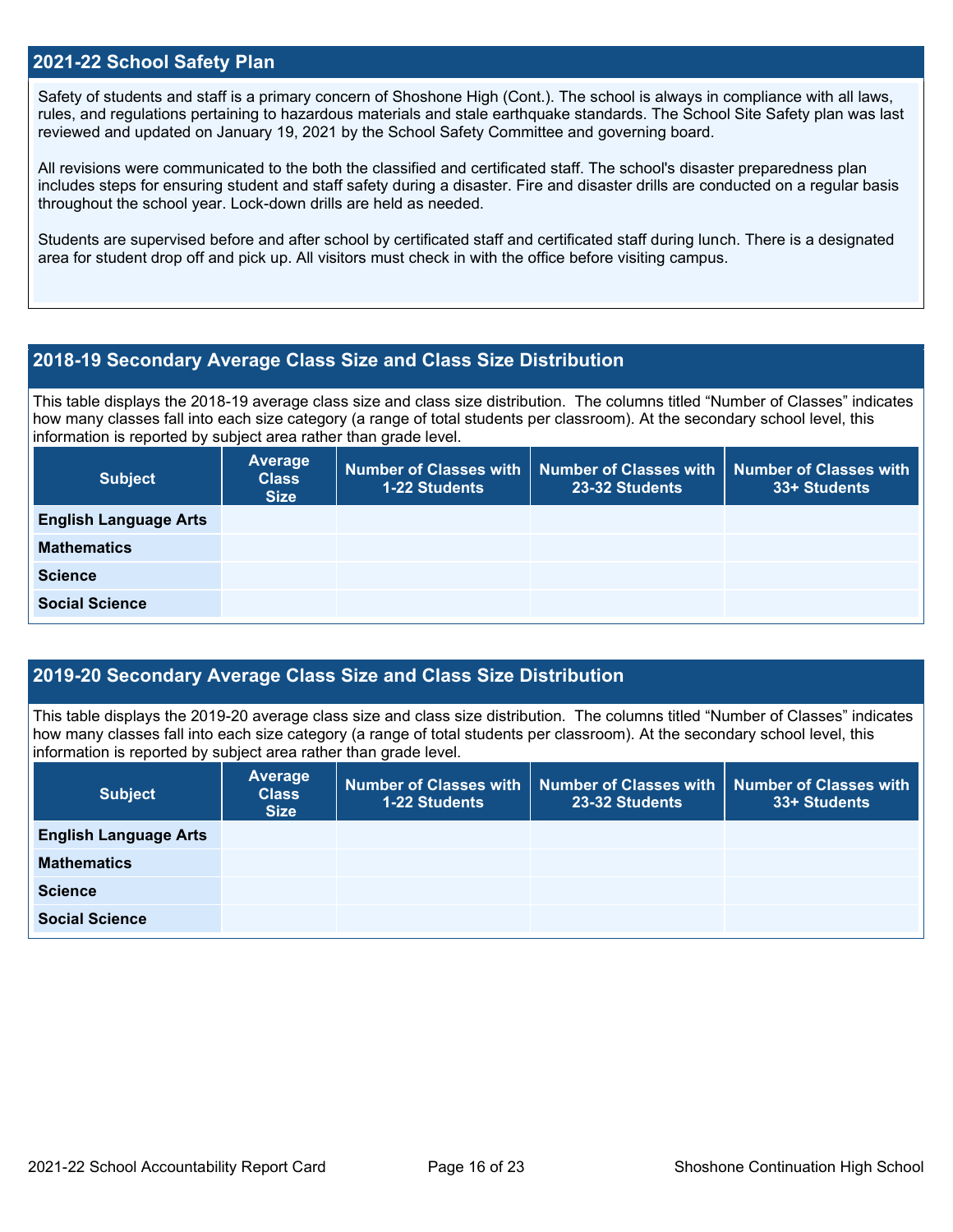## 2021-22 School Safety Plan

Safety of students and staff is a primary concern of Shoshone High (Cont.). The school is always in compliance with all laws, rules, and regulations pertaining to hazardous materials and stale earthquake standards. The School Site Safety plan was last reviewed and updated on January 19, 2021 by the School Safety Committee and governing board.

All revisions were communicated to the both the classified and certificated staff. The school's disaster preparedness plan includes steps for ensuring student and staff safety during a disaster. Fire and disaster drills are conducted on a regular basis throughout the school year. Lock-down drills are held as needed.

Students are supervised before and after school by certificated staff and certificated staff during lunch. There is a designated area for student drop off and pick up. All visitors must check in with the office before visiting campus.

## 2018-19 Secondary Average Class Size and Class Size Distribution

This table displays the 2018-19 average class size and class size distribution. The columns titled "Number of Classes" indicates how many classes fall into each size category (a range of total students per classroom). At the secondary school level, this information is reported by subject area rather than grade level.

| Subject | Average Class Size | Number of Classes with 1-22 Students | Number of Classes with 23-32 Students | Number of Classes with 33+ Students |
|---|---|---|---|---|
| English Language Arts | | | | |
| Mathematics | | | | |
| Science | | | | |
| Social Science | | | | |

## 2019-20 Secondary Average Class Size and Class Size Distribution

This table displays the 2019-20 average class size and class size distribution. The columns titled "Number of Classes" indicates how many classes fall into each size category (a range of total students per classroom). At the secondary school level, this information is reported by subject area rather than grade level.

| Subject | Average Class Size | Number of Classes with 1-22 Students | Number of Classes with 23-32 Students | Number of Classes with 33+ Students |
|---|---|---|---|---|
| English Language Arts | | | | |
| Mathematics | | | | |
| Science | | | | |
| Social Science | | | | |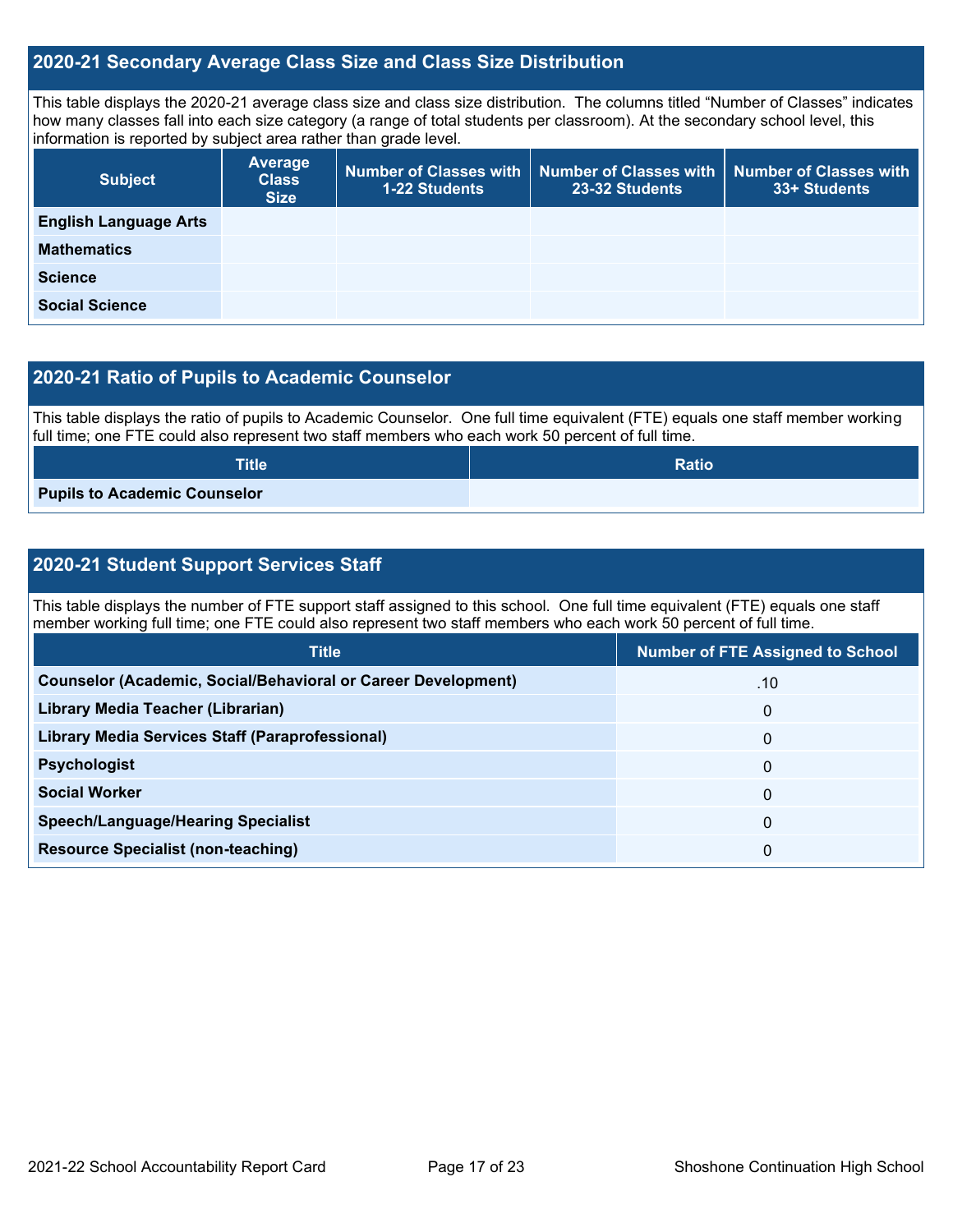## 2020-21 Secondary Average Class Size and Class Size Distribution

This table displays the 2020-21 average class size and class size distribution. The columns titled "Number of Classes" indicates how many classes fall into each size category (a range of total students per classroom). At the secondary school level, this information is reported by subject area rather than grade level.

| Subject | Average Class Size | Number of Classes with 1-22 Students | Number of Classes with 23-32 Students | Number of Classes with 33+ Students |
|---|---|---|---|---|
| **English Language Arts** | | | | |
| **Mathematics** | | | | |
| **Science** | | | | |
| **Social Science** | | | | |

## 2020-21 Ratio of Pupils to Academic Counselor

This table displays the ratio of pupils to Academic Counselor. One full time equivalent (FTE) equals one staff member working full time; one FTE could also represent two staff members who each work 50 percent of full time.

| Title | Ratio |
|---|---|
| **Pupils to Academic Counselor** | |

## 2020-21 Student Support Services Staff

This table displays the number of FTE support staff assigned to this school. One full time equivalent (FTE) equals one staff member working full time; one FTE could also represent two staff members who each work 50 percent of full time.

| Title | Number of FTE Assigned to School |
|---|---|
| **Counselor (Academic, Social/Behavioral or Career Development)** | .10 |
| **Library Media Teacher (Librarian)** | 0 |
| **Library Media Services Staff (Paraprofessional)** | 0 |
| **Psychologist** | 0 |
| **Social Worker** | 0 |
| **Speech/Language/Hearing Specialist** | 0 |
| **Resource Specialist (non-teaching)** | 0 |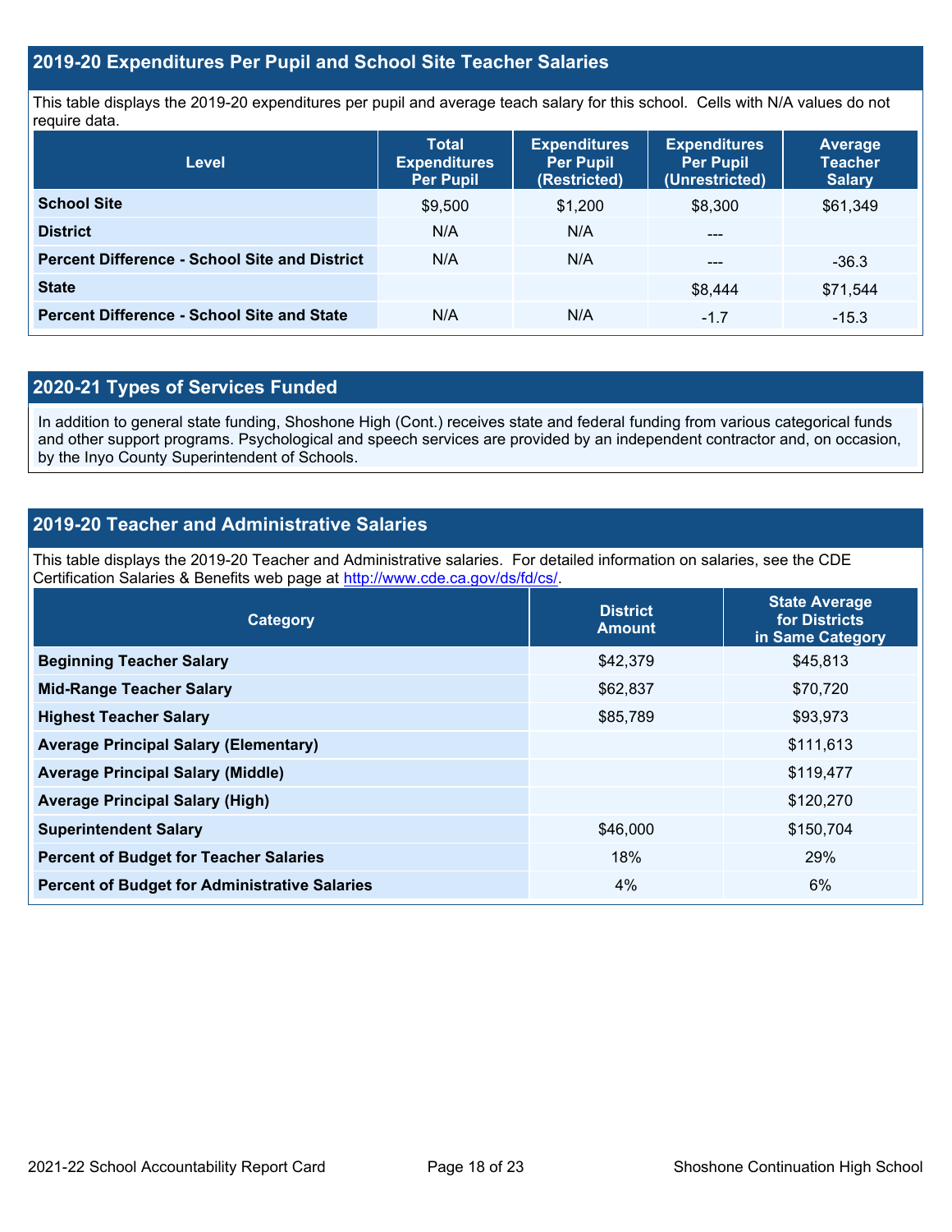## 2019-20 Expenditures Per Pupil and School Site Teacher Salaries

This table displays the 2019-20 expenditures per pupil and average teach salary for this school. Cells with N/A values do not require data.

| Level | Total Expenditures Per Pupil | Expenditures Per Pupil (Restricted) | Expenditures Per Pupil (Unrestricted) | Average Teacher Salary |
|---|---|---|---|---|
| **School Site** | $9,500 | $1,200 | $8,300 | $61,349 |
| **District** | N/A | N/A | --- | |
| **Percent Difference - School Site and District** | N/A | N/A | --- | -36.3 |
| **State** | | | $8,444 | $71,544 |
| **Percent Difference - School Site and State** | N/A | N/A | -1.7 | -15.3 |

## 2020-21 Types of Services Funded

In addition to general state funding, Shoshone High (Cont.) receives state and federal funding from various categorical funds and other support programs. Psychological and speech services are provided by an independent contractor and, on occasion, by the Inyo County Superintendent of Schools.

## 2019-20 Teacher and Administrative Salaries

This table displays the 2019-20 Teacher and Administrative salaries. For detailed information on salaries, see the CDE Certification Salaries & Benefits web page at http://www.cde.ca.gov/ds/fd/cs/.

| Category | District Amount | State Average for Districts in Same Category |
|---|---|---|
| **Beginning Teacher Salary** | $42,379 | $45,813 |
| **Mid-Range Teacher Salary** | $62,837 | $70,720 |
| **Highest Teacher Salary** | $85,789 | $93,973 |
| **Average Principal Salary (Elementary)** | | $111,613 |
| **Average Principal Salary (Middle)** | | $119,477 |
| **Average Principal Salary (High)** | | $120,270 |
| **Superintendent Salary** | $46,000 | $150,704 |
| **Percent of Budget for Teacher Salaries** | 18% | 29% |
| **Percent of Budget for Administrative Salaries** | 4% | 6% |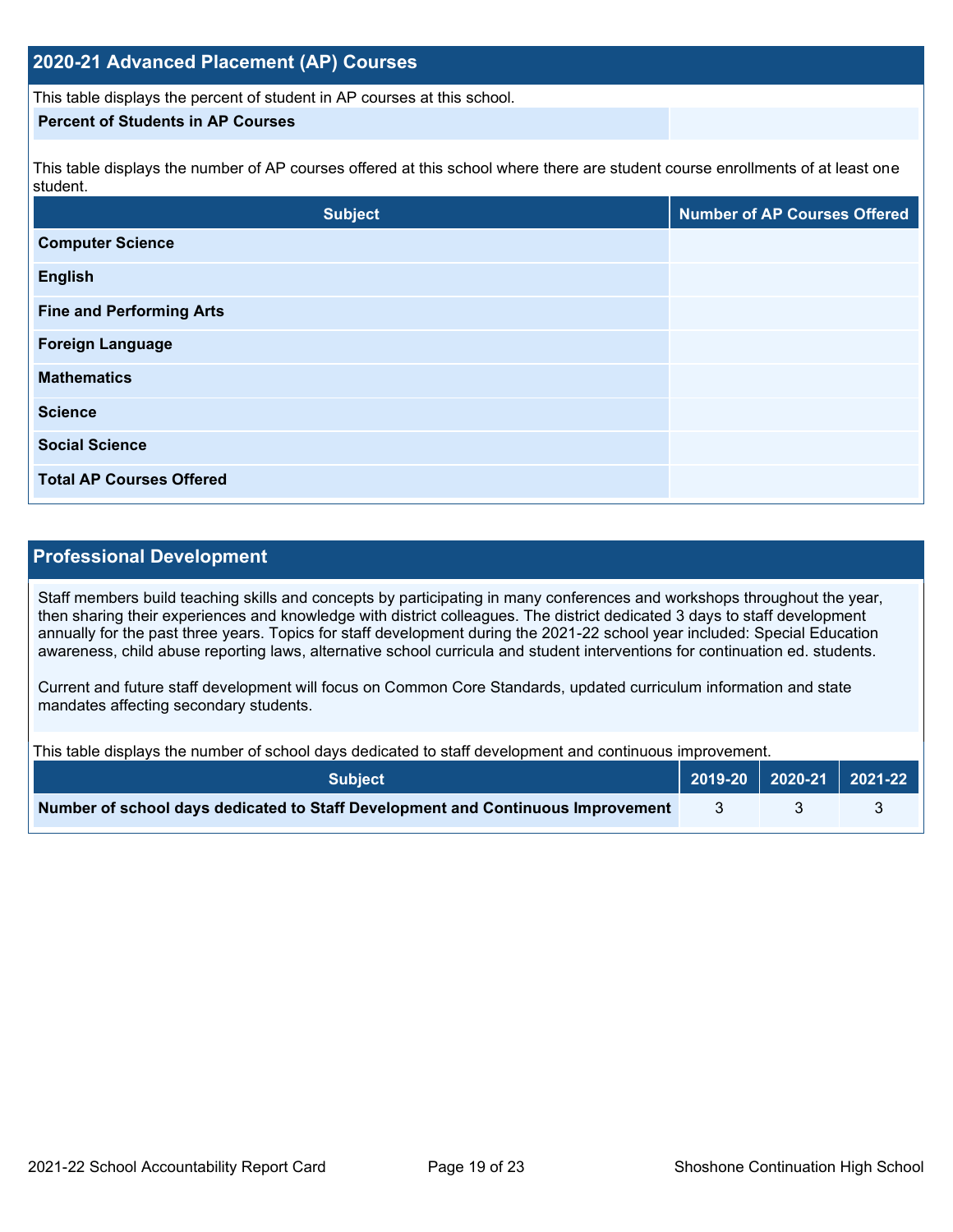## 2020-21 Advanced Placement (AP) Courses

This table displays the percent of student in AP courses at this school.

| Percent of Students in AP Courses | |
|---|---|

This table displays the number of AP courses offered at this school where there are student course enrollments of at least one student.

| Subject | Number of AP Courses Offered |
|---|---|
| Computer Science | |
| English | |
| Fine and Performing Arts | |
| Foreign Language | |
| Mathematics | |
| Science | |
| Social Science | |
| Total AP Courses Offered | |

## Professional Development

Staff members build teaching skills and concepts by participating in many conferences and workshops throughout the year, then sharing their experiences and knowledge with district colleagues. The district dedicated 3 days to staff development annually for the past three years. Topics for staff development during the 2021-22 school year included: Special Education awareness, child abuse reporting laws, alternative school curricula and student interventions for continuation ed. students.

Current and future staff development will focus on Common Core Standards, updated curriculum information and state mandates affecting secondary students.

This table displays the number of school days dedicated to staff development and continuous improvement.

| Subject | 2019-20 | 2020-21 | 2021-22 |
|---|---|---|---|
| Number of school days dedicated to Staff Development and Continuous Improvement | 3 | 3 | 3 |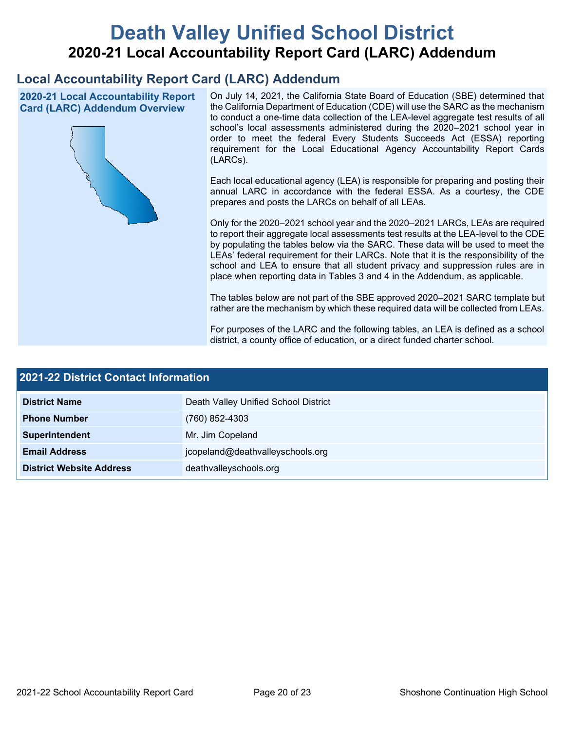# Death Valley Unified School District

## 2020-21 Local Accountability Report Card (LARC) Addendum

## Local Accountability Report Card (LARC) Addendum

### 2020-21 Local Accountability Report Card (LARC) Addendum Overview

On July 14, 2021, the California State Board of Education (SBE) determined that the California Department of Education (CDE) will use the SARC as the mechanism to conduct a one-time data collection of the LEA-level aggregate test results of all school's local assessments administered during the 2020–2021 school year in order to meet the federal Every Students Succeeds Act (ESSA) reporting requirement for the Local Educational Agency Accountability Report Cards (LARCs).

Each local educational agency (LEA) is responsible for preparing and posting their annual LARC in accordance with the federal ESSA. As a courtesy, the CDE prepares and posts the LARCs on behalf of all LEAs.

Only for the 2020–2021 school year and the 2020–2021 LARCs, LEAs are required to report their aggregate local assessments test results at the LEA-level to the CDE by populating the tables below via the SARC. These data will be used to meet the LEAs' federal requirement for their LARCs. Note that it is the responsibility of the school and LEA to ensure that all student privacy and suppression rules are in place when reporting data in Tables 3 and 4 in the Addendum, as applicable.

The tables below are not part of the SBE approved 2020–2021 SARC template but rather are the mechanism by which these required data will be collected from LEAs.

For purposes of the LARC and the following tables, an LEA is defined as a school district, a county office of education, or a direct funded charter school.

### 2021-22 District Contact Information

| 2021-22 District Contact Information | |
|---|---|
| District Name | Death Valley Unified School District |
| Phone Number | (760) 852-4303 |
| Superintendent | Mr. Jim Copeland |
| Email Address | jcopeland@deathvalleyschools.org |
| District Website Address | deathvalleyschools.org |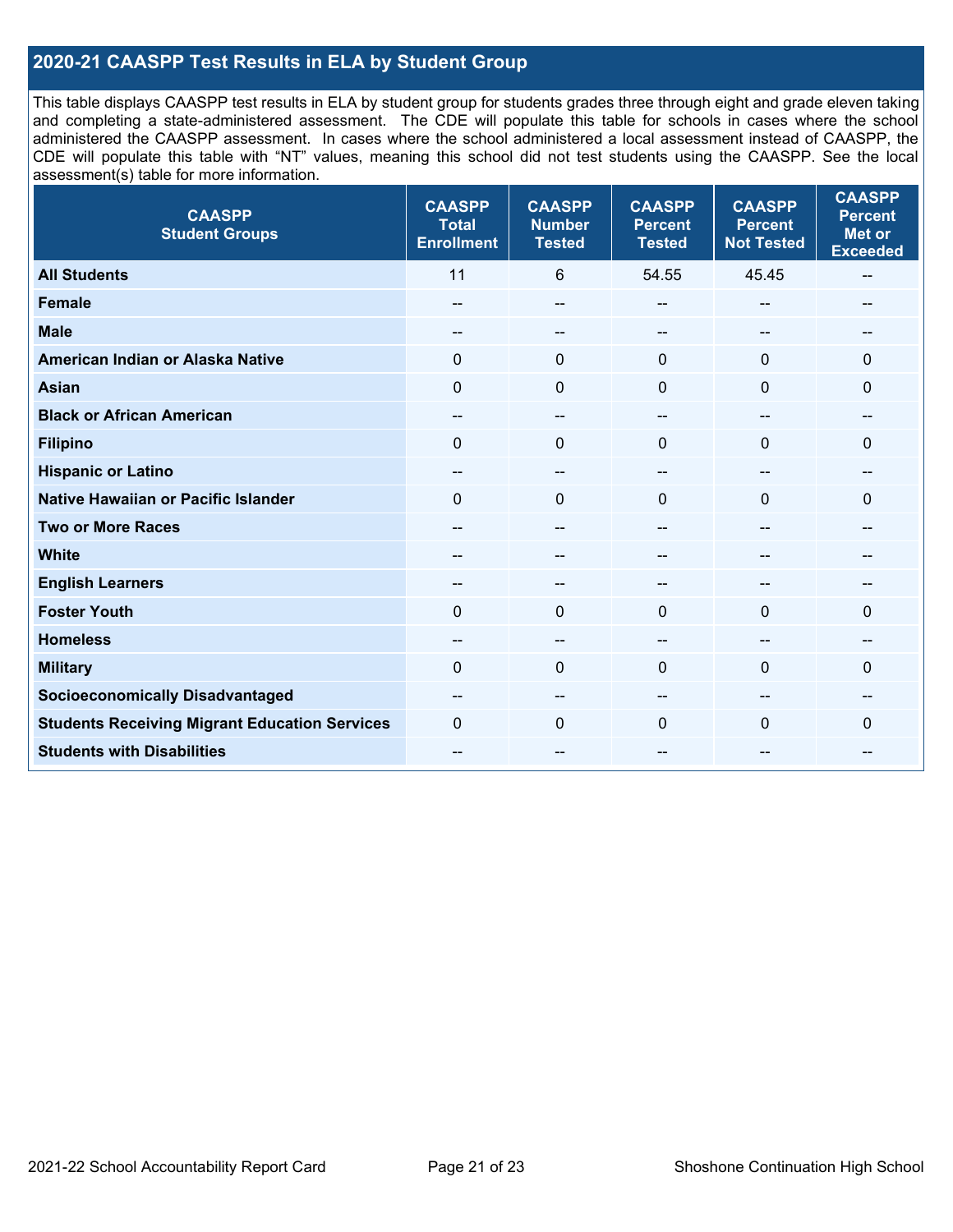## 2020-21 CAASPP Test Results in ELA by Student Group

This table displays CAASPP test results in ELA by student group for students grades three through eight and grade eleven taking and completing a state-administered assessment. The CDE will populate this table for schools in cases where the school administered the CAASPP assessment. In cases where the school administered a local assessment instead of CAASPP, the CDE will populate this table with "NT" values, meaning this school did not test students using the CAASPP. See the local assessment(s) table for more information.

| CAASPP Student Groups | CAASPP Total Enrollment | CAASPP Number Tested | CAASPP Percent Tested | CAASPP Percent Not Tested | CAASPP Percent Met or Exceeded |
|---|---|---|---|---|---|
| **All Students** | 11 | 6 | 54.55 | 45.45 | -- |
| **Female** | -- | -- | -- | -- | -- |
| **Male** | -- | -- | -- | -- | -- |
| **American Indian or Alaska Native** | 0 | 0 | 0 | 0 | 0 |
| **Asian** | 0 | 0 | 0 | 0 | 0 |
| **Black or African American** | -- | -- | -- | -- | -- |
| **Filipino** | 0 | 0 | 0 | 0 | 0 |
| **Hispanic or Latino** | -- | -- | -- | -- | -- |
| **Native Hawaiian or Pacific Islander** | 0 | 0 | 0 | 0 | 0 |
| **Two or More Races** | -- | -- | -- | -- | -- |
| **White** | -- | -- | -- | -- | -- |
| **English Learners** | -- | -- | -- | -- | -- |
| **Foster Youth** | 0 | 0 | 0 | 0 | 0 |
| **Homeless** | -- | -- | -- | -- | -- |
| **Military** | 0 | 0 | 0 | 0 | 0 |
| **Socioeconomically Disadvantaged** | -- | -- | -- | -- | -- |
| **Students Receiving Migrant Education Services** | 0 | 0 | 0 | 0 | 0 |
| **Students with Disabilities** | -- | -- | -- | -- | -- |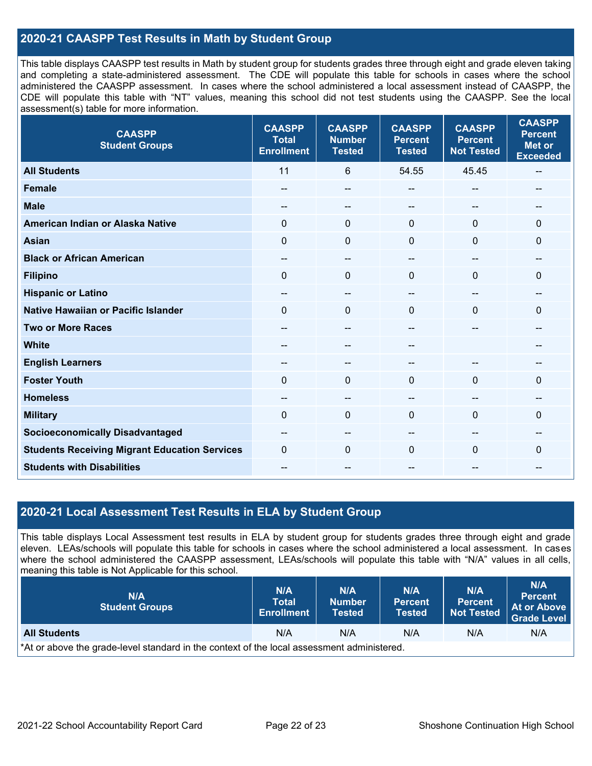## 2020-21 CAASPP Test Results in Math by Student Group

This table displays CAASPP test results in Math by student group for students grades three through eight and grade eleven taking and completing a state-administered assessment. The CDE will populate this table for schools in cases where the school administered the CAASPP assessment. In cases where the school administered a local assessment instead of CAASPP, the CDE will populate this table with "NT" values, meaning this school did not test students using the CAASPP. See the local assessment(s) table for more information.

| CAASPP Student Groups | CAASPP Total Enrollment | CAASPP Number Tested | CAASPP Percent Tested | CAASPP Percent Not Tested | CAASPP Percent Met or Exceeded |
|---|---|---|---|---|---|
| **All Students** | 11 | 6 | 54.55 | 45.45 | -- |
| **Female** | -- | -- | -- | -- | -- |
| **Male** | -- | -- | -- | -- | -- |
| **American Indian or Alaska Native** | 0 | 0 | 0 | 0 | 0 |
| **Asian** | 0 | 0 | 0 | 0 | 0 |
| **Black or African American** | -- | -- | -- | -- | -- |
| **Filipino** | 0 | 0 | 0 | 0 | 0 |
| **Hispanic or Latino** | -- | -- | -- | -- | -- |
| **Native Hawaiian or Pacific Islander** | 0 | 0 | 0 | 0 | 0 |
| **Two or More Races** | -- | -- | -- | -- | -- |
| **White** | -- | -- | -- | | -- |
| **English Learners** | -- | -- | -- | -- | -- |
| **Foster Youth** | 0 | 0 | 0 | 0 | 0 |
| **Homeless** | -- | -- | -- | -- | -- |
| **Military** | 0 | 0 | 0 | 0 | 0 |
| **Socioeconomically Disadvantaged** | -- | -- | -- | -- | -- |
| **Students Receiving Migrant Education Services** | 0 | 0 | 0 | 0 | 0 |
| **Students with Disabilities** | -- | -- | -- | -- | -- |

## 2020-21 Local Assessment Test Results in ELA by Student Group

This table displays Local Assessment test results in ELA by student group for students grades three through eight and grade eleven. LEAs/schools will populate this table for schools in cases where the school administered a local assessment. In cases where the school administered the CAASPP assessment, LEAs/schools will populate this table with "N/A" values in all cells, meaning this table is Not Applicable for this school.

| N/A Student Groups | N/A Total Enrollment | N/A Number Tested | N/A Percent Tested | N/A Percent Not Tested | N/A Percent At or Above Grade Level |
|---|---|---|---|---|---|
| **All Students** | N/A | N/A | N/A | N/A | N/A |

*At or above the grade-level standard in the context of the local assessment administered.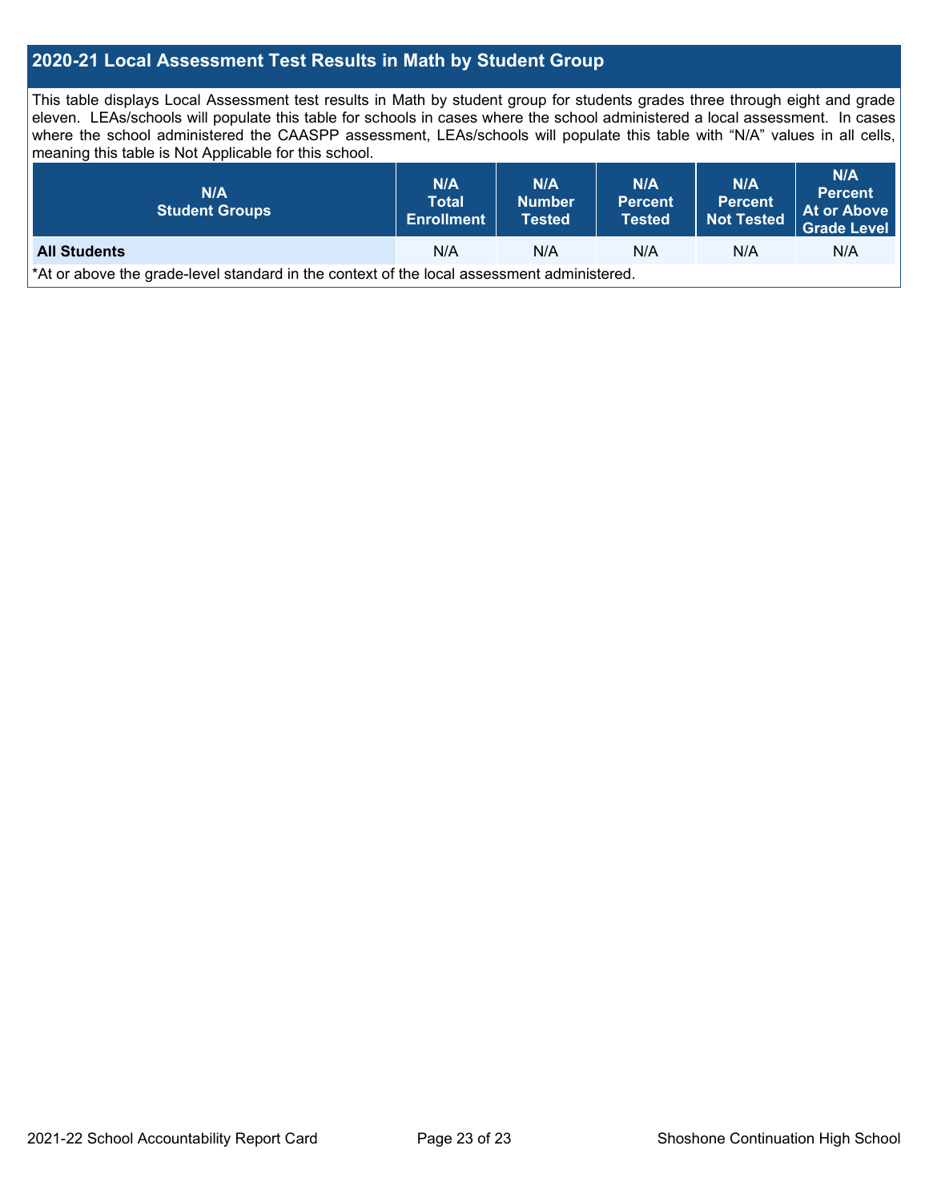## 2020-21 Local Assessment Test Results in Math by Student Group

This table displays Local Assessment test results in Math by student group for students grades three through eight and grade eleven. LEAs/schools will populate this table for schools in cases where the school administered a local assessment. In cases where the school administered the CAASPP assessment, LEAs/schools will populate this table with "N/A" values in all cells, meaning this table is Not Applicable for this school.

| N/A Student Groups | N/A Total Enrollment | N/A Number Tested | N/A Percent Tested | N/A Percent Not Tested | N/A Percent At or Above Grade Level |
|---|---|---|---|---|---|
| **All Students** | N/A | N/A | N/A | N/A | N/A |

*At or above the grade-level standard in the context of the local assessment administered.